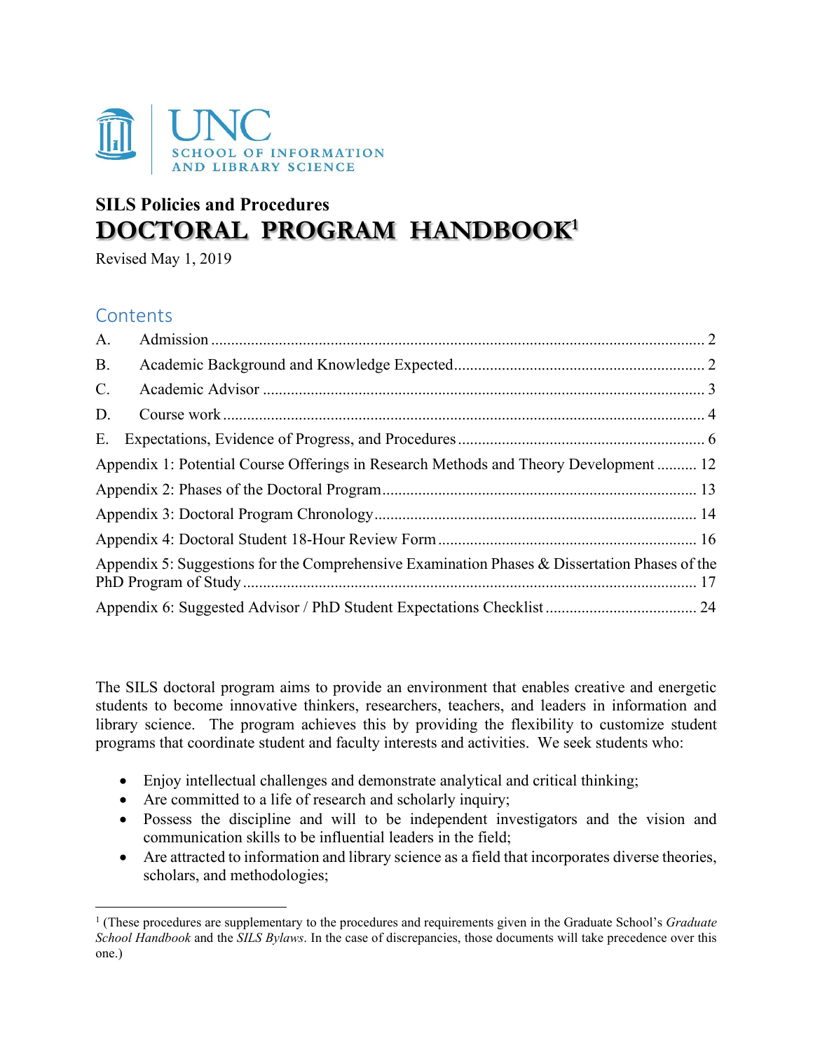UNC SCHOOL OF INFORMATION AND LIBRARY SCIENCE

**SILS Policies and Procedures**

# DOCTORAL PROGRAM HANDBOOK[1]

Revised May 1, 2019

## Contents

A. Admission ..... 2
B. Academic Background and Knowledge Expected ..... 2
C. Academic Advisor ..... 3
D. Course work ..... 4
E. Expectations, Evidence of Progress, and Procedures ..... 6
Appendix 1: Potential Course Offerings in Research Methods and Theory Development ..... 12
Appendix 2: Phases of the Doctoral Program ..... 13
Appendix 3: Doctoral Program Chronology ..... 14
Appendix 4: Doctoral Student 18-Hour Review Form ..... 16
Appendix 5: Suggestions for the Comprehensive Examination Phases & Dissertation Phases of the PhD Program of Study ..... 17
Appendix 6: Suggested Advisor / PhD Student Expectations Checklist ..... 24

The SILS doctoral program aims to provide an environment that enables creative and energetic students to become innovative thinkers, researchers, teachers, and leaders in information and library science. The program achieves this by providing the flexibility to customize student programs that coordinate student and faculty interests and activities. We seek students who:

- Enjoy intellectual challenges and demonstrate analytical and critical thinking;
- Are committed to a life of research and scholarly inquiry;
- Possess the discipline and will to be independent investigators and the vision and communication skills to be influential leaders in the field;
- Are attracted to information and library science as a field that incorporates diverse theories, scholars, and methodologies;

[1] (These procedures are supplementary to the procedures and requirements given in the Graduate School's *Graduate School Handbook* and the *SILS Bylaws*. In the case of discrepancies, those documents will take precedence over this one.)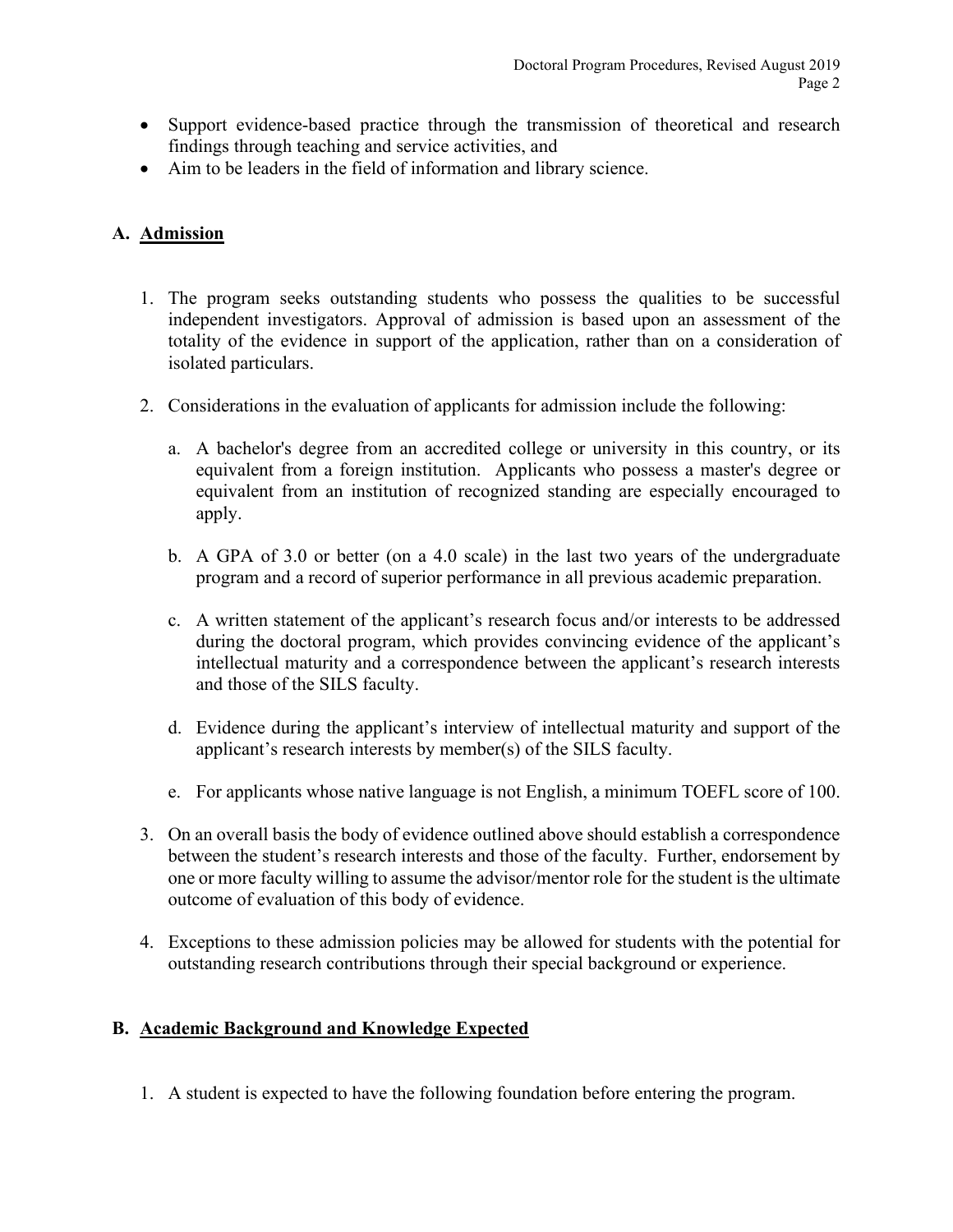- Support evidence-based practice through the transmission of theoretical and research findings through teaching and service activities, and
- Aim to be leaders in the field of information and library science.

## A. Admission

1. The program seeks outstanding students who possess the qualities to be successful independent investigators. Approval of admission is based upon an assessment of the totality of the evidence in support of the application, rather than on a consideration of isolated particulars.

2. Considerations in the evaluation of applicants for admission include the following:

   a. A bachelor's degree from an accredited college or university in this country, or its equivalent from a foreign institution. Applicants who possess a master's degree or equivalent from an institution of recognized standing are especially encouraged to apply.

   b. A GPA of 3.0 or better (on a 4.0 scale) in the last two years of the undergraduate program and a record of superior performance in all previous academic preparation.

   c. A written statement of the applicant's research focus and/or interests to be addressed during the doctoral program, which provides convincing evidence of the applicant's intellectual maturity and a correspondence between the applicant's research interests and those of the SILS faculty.

   d. Evidence during the applicant's interview of intellectual maturity and support of the applicant's research interests by member(s) of the SILS faculty.

   e. For applicants whose native language is not English, a minimum TOEFL score of 100.

3. On an overall basis the body of evidence outlined above should establish a correspondence between the student's research interests and those of the faculty. Further, endorsement by one or more faculty willing to assume the advisor/mentor role for the student is the ultimate outcome of evaluation of this body of evidence.

4. Exceptions to these admission policies may be allowed for students with the potential for outstanding research contributions through their special background or experience.

## B. Academic Background and Knowledge Expected

1. A student is expected to have the following foundation before entering the program.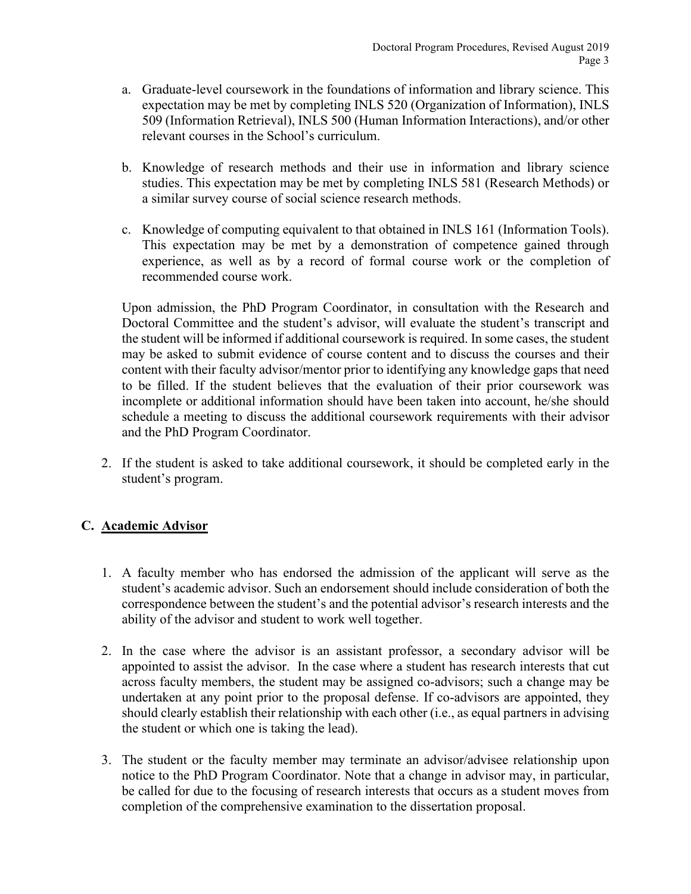a. Graduate-level coursework in the foundations of information and library science. This expectation may be met by completing INLS 520 (Organization of Information), INLS 509 (Information Retrieval), INLS 500 (Human Information Interactions), and/or other relevant courses in the School's curriculum.

b. Knowledge of research methods and their use in information and library science studies. This expectation may be met by completing INLS 581 (Research Methods) or a similar survey course of social science research methods.

c. Knowledge of computing equivalent to that obtained in INLS 161 (Information Tools). This expectation may be met by a demonstration of competence gained through experience, as well as by a record of formal course work or the completion of recommended course work.

Upon admission, the PhD Program Coordinator, in consultation with the Research and Doctoral Committee and the student's advisor, will evaluate the student's transcript and the student will be informed if additional coursework is required. In some cases, the student may be asked to submit evidence of course content and to discuss the courses and their content with their faculty advisor/mentor prior to identifying any knowledge gaps that need to be filled. If the student believes that the evaluation of their prior coursework was incomplete or additional information should have been taken into account, he/she should schedule a meeting to discuss the additional coursework requirements with their advisor and the PhD Program Coordinator.

2. If the student is asked to take additional coursework, it should be completed early in the student's program.

## C. Academic Advisor

1. A faculty member who has endorsed the admission of the applicant will serve as the student's academic advisor. Such an endorsement should include consideration of both the correspondence between the student's and the potential advisor's research interests and the ability of the advisor and student to work well together.

2. In the case where the advisor is an assistant professor, a secondary advisor will be appointed to assist the advisor. In the case where a student has research interests that cut across faculty members, the student may be assigned co-advisors; such a change may be undertaken at any point prior to the proposal defense. If co-advisors are appointed, they should clearly establish their relationship with each other (i.e., as equal partners in advising the student or which one is taking the lead).

3. The student or the faculty member may terminate an advisor/advisee relationship upon notice to the PhD Program Coordinator. Note that a change in advisor may, in particular, be called for due to the focusing of research interests that occurs as a student moves from completion of the comprehensive examination to the dissertation proposal.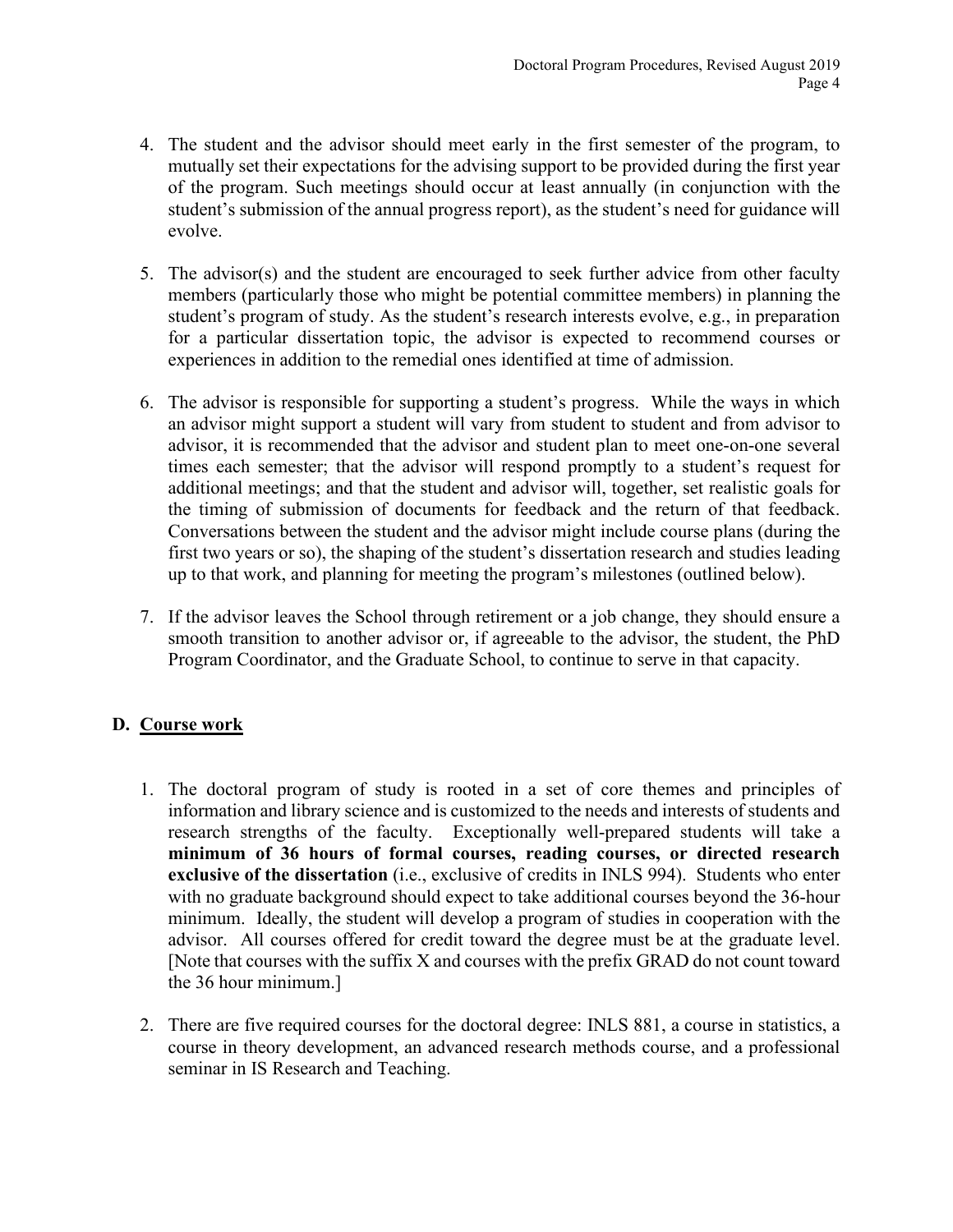4. The student and the advisor should meet early in the first semester of the program, to mutually set their expectations for the advising support to be provided during the first year of the program. Such meetings should occur at least annually (in conjunction with the student's submission of the annual progress report), as the student's need for guidance will evolve.

5. The advisor(s) and the student are encouraged to seek further advice from other faculty members (particularly those who might be potential committee members) in planning the student's program of study. As the student's research interests evolve, e.g., in preparation for a particular dissertation topic, the advisor is expected to recommend courses or experiences in addition to the remedial ones identified at time of admission.

6. The advisor is responsible for supporting a student's progress. While the ways in which an advisor might support a student will vary from student to student and from advisor to advisor, it is recommended that the advisor and student plan to meet one-on-one several times each semester; that the advisor will respond promptly to a student's request for additional meetings; and that the student and advisor will, together, set realistic goals for the timing of submission of documents for feedback and the return of that feedback. Conversations between the student and the advisor might include course plans (during the first two years or so), the shaping of the student's dissertation research and studies leading up to that work, and planning for meeting the program's milestones (outlined below).

7. If the advisor leaves the School through retirement or a job change, they should ensure a smooth transition to another advisor or, if agreeable to the advisor, the student, the PhD Program Coordinator, and the Graduate School, to continue to serve in that capacity.

## D. Course work

1. The doctoral program of study is rooted in a set of core themes and principles of information and library science and is customized to the needs and interests of students and research strengths of the faculty. Exceptionally well-prepared students will take a **minimum of 36 hours of formal courses, reading courses, or directed research exclusive of the dissertation** (i.e., exclusive of credits in INLS 994). Students who enter with no graduate background should expect to take additional courses beyond the 36-hour minimum. Ideally, the student will develop a program of studies in cooperation with the advisor. All courses offered for credit toward the degree must be at the graduate level. [Note that courses with the suffix X and courses with the prefix GRAD do not count toward the 36 hour minimum.]

2. There are five required courses for the doctoral degree: INLS 881, a course in statistics, a course in theory development, an advanced research methods course, and a professional seminar in IS Research and Teaching.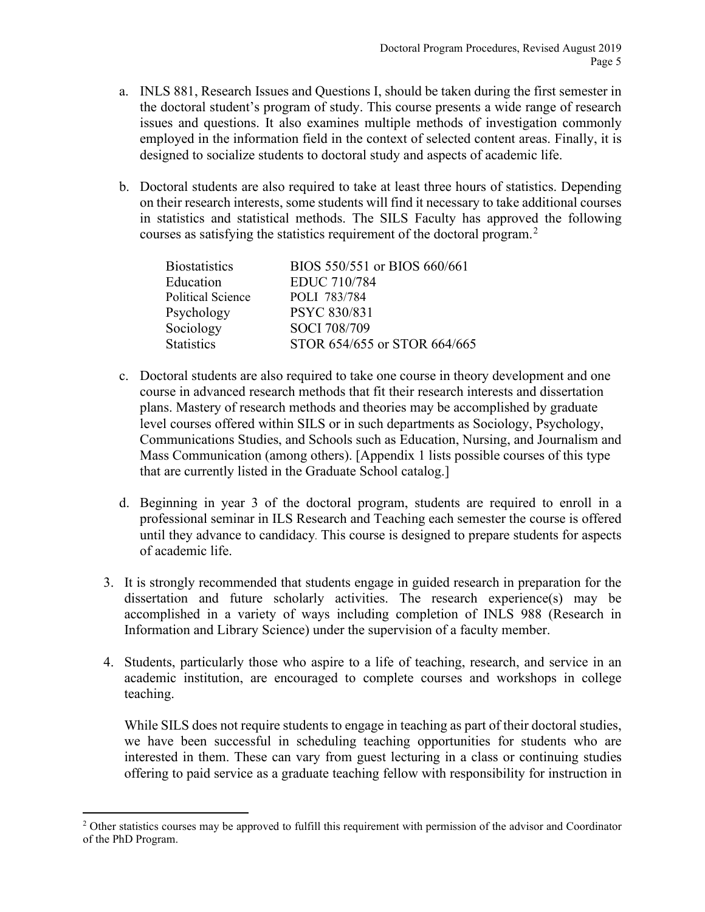a. INLS 881, Research Issues and Questions I, should be taken during the first semester in the doctoral student's program of study. This course presents a wide range of research issues and questions. It also examines multiple methods of investigation commonly employed in the information field in the context of selected content areas. Finally, it is designed to socialize students to doctoral study and aspects of academic life.

b. Doctoral students are also required to take at least three hours of statistics. Depending on their research interests, some students will find it necessary to take additional courses in statistics and statistical methods. The SILS Faculty has approved the following courses as satisfying the statistics requirement of the doctoral program.[2]

| | |
|---|---|
| Biostatistics | BIOS 550/551 or BIOS 660/661 |
| Education | EDUC 710/784 |
| Political Science | POLI 783/784 |
| Psychology | PSYC 830/831 |
| Sociology | SOCI 708/709 |
| Statistics | STOR 654/655 or STOR 664/665 |

c. Doctoral students are also required to take one course in theory development and one course in advanced research methods that fit their research interests and dissertation plans. Mastery of research methods and theories may be accomplished by graduate level courses offered within SILS or in such departments as Sociology, Psychology, Communications Studies, and Schools such as Education, Nursing, and Journalism and Mass Communication (among others). [Appendix 1 lists possible courses of this type that are currently listed in the Graduate School catalog.]

d. Beginning in year 3 of the doctoral program, students are required to enroll in a professional seminar in ILS Research and Teaching each semester the course is offered until they advance to candidacy. This course is designed to prepare students for aspects of academic life.

3. It is strongly recommended that students engage in guided research in preparation for the dissertation and future scholarly activities. The research experience(s) may be accomplished in a variety of ways including completion of INLS 988 (Research in Information and Library Science) under the supervision of a faculty member.

4. Students, particularly those who aspire to a life of teaching, research, and service in an academic institution, are encouraged to complete courses and workshops in college teaching.

   While SILS does not require students to engage in teaching as part of their doctoral studies, we have been successful in scheduling teaching opportunities for students who are interested in them. These can vary from guest lecturing in a class or continuing studies offering to paid service as a graduate teaching fellow with responsibility for instruction in

---

[2] Other statistics courses may be approved to fulfill this requirement with permission of the advisor and Coordinator of the PhD Program.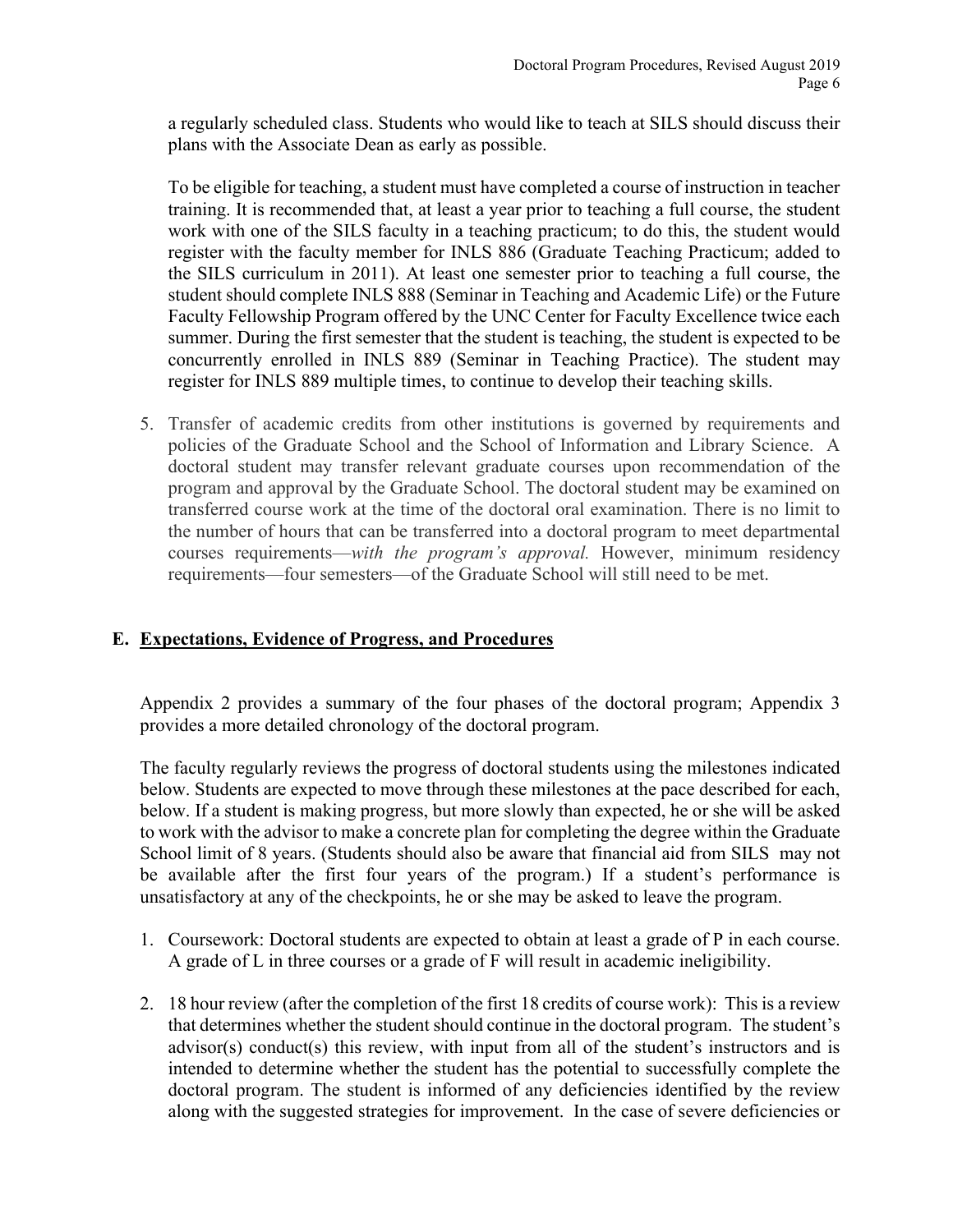a regularly scheduled class. Students who would like to teach at SILS should discuss their plans with the Associate Dean as early as possible.

To be eligible for teaching, a student must have completed a course of instruction in teacher training. It is recommended that, at least a year prior to teaching a full course, the student work with one of the SILS faculty in a teaching practicum; to do this, the student would register with the faculty member for INLS 886 (Graduate Teaching Practicum; added to the SILS curriculum in 2011). At least one semester prior to teaching a full course, the student should complete INLS 888 (Seminar in Teaching and Academic Life) or the Future Faculty Fellowship Program offered by the UNC Center for Faculty Excellence twice each summer. During the first semester that the student is teaching, the student is expected to be concurrently enrolled in INLS 889 (Seminar in Teaching Practice). The student may register for INLS 889 multiple times, to continue to develop their teaching skills.

5. Transfer of academic credits from other institutions is governed by requirements and policies of the Graduate School and the School of Information and Library Science. A doctoral student may transfer relevant graduate courses upon recommendation of the program and approval by the Graduate School. The doctoral student may be examined on transferred course work at the time of the doctoral oral examination. There is no limit to the number of hours that can be transferred into a doctoral program to meet departmental courses requirements—*with the program's approval.* However, minimum residency requirements—four semesters—of the Graduate School will still need to be met.

## E. Expectations, Evidence of Progress, and Procedures

Appendix 2 provides a summary of the four phases of the doctoral program; Appendix 3 provides a more detailed chronology of the doctoral program.

The faculty regularly reviews the progress of doctoral students using the milestones indicated below. Students are expected to move through these milestones at the pace described for each, below. If a student is making progress, but more slowly than expected, he or she will be asked to work with the advisor to make a concrete plan for completing the degree within the Graduate School limit of 8 years. (Students should also be aware that financial aid from SILS may not be available after the first four years of the program.) If a student's performance is unsatisfactory at any of the checkpoints, he or she may be asked to leave the program.

1. Coursework: Doctoral students are expected to obtain at least a grade of P in each course. A grade of L in three courses or a grade of F will result in academic ineligibility.

2. 18 hour review (after the completion of the first 18 credits of course work): This is a review that determines whether the student should continue in the doctoral program. The student's advisor(s) conduct(s) this review, with input from all of the student's instructors and is intended to determine whether the student has the potential to successfully complete the doctoral program. The student is informed of any deficiencies identified by the review along with the suggested strategies for improvement. In the case of severe deficiencies or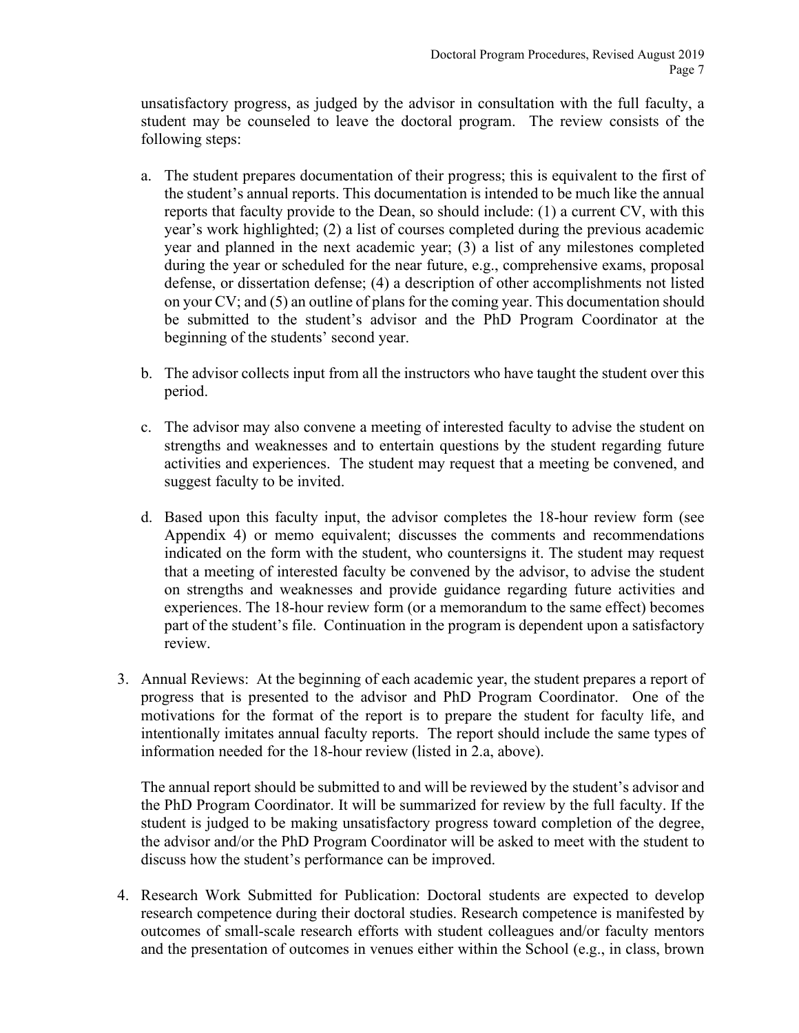unsatisfactory progress, as judged by the advisor in consultation with the full faculty, a student may be counseled to leave the doctoral program. The review consists of the following steps:

a. The student prepares documentation of their progress; this is equivalent to the first of the student's annual reports. This documentation is intended to be much like the annual reports that faculty provide to the Dean, so should include: (1) a current CV, with this year's work highlighted; (2) a list of courses completed during the previous academic year and planned in the next academic year; (3) a list of any milestones completed during the year or scheduled for the near future, e.g., comprehensive exams, proposal defense, or dissertation defense; (4) a description of other accomplishments not listed on your CV; and (5) an outline of plans for the coming year. This documentation should be submitted to the student's advisor and the PhD Program Coordinator at the beginning of the students' second year.

b. The advisor collects input from all the instructors who have taught the student over this period.

c. The advisor may also convene a meeting of interested faculty to advise the student on strengths and weaknesses and to entertain questions by the student regarding future activities and experiences. The student may request that a meeting be convened, and suggest faculty to be invited.

d. Based upon this faculty input, the advisor completes the 18-hour review form (see Appendix 4) or memo equivalent; discusses the comments and recommendations indicated on the form with the student, who countersigns it. The student may request that a meeting of interested faculty be convened by the advisor, to advise the student on strengths and weaknesses and provide guidance regarding future activities and experiences. The 18-hour review form (or a memorandum to the same effect) becomes part of the student's file. Continuation in the program is dependent upon a satisfactory review.

3. Annual Reviews: At the beginning of each academic year, the student prepares a report of progress that is presented to the advisor and PhD Program Coordinator. One of the motivations for the format of the report is to prepare the student for faculty life, and intentionally imitates annual faculty reports. The report should include the same types of information needed for the 18-hour review (listed in 2.a, above).

   The annual report should be submitted to and will be reviewed by the student's advisor and the PhD Program Coordinator. It will be summarized for review by the full faculty. If the student is judged to be making unsatisfactory progress toward completion of the degree, the advisor and/or the PhD Program Coordinator will be asked to meet with the student to discuss how the student's performance can be improved.

4. Research Work Submitted for Publication: Doctoral students are expected to develop research competence during their doctoral studies. Research competence is manifested by outcomes of small-scale research efforts with student colleagues and/or faculty mentors and the presentation of outcomes in venues either within the School (e.g., in class, brown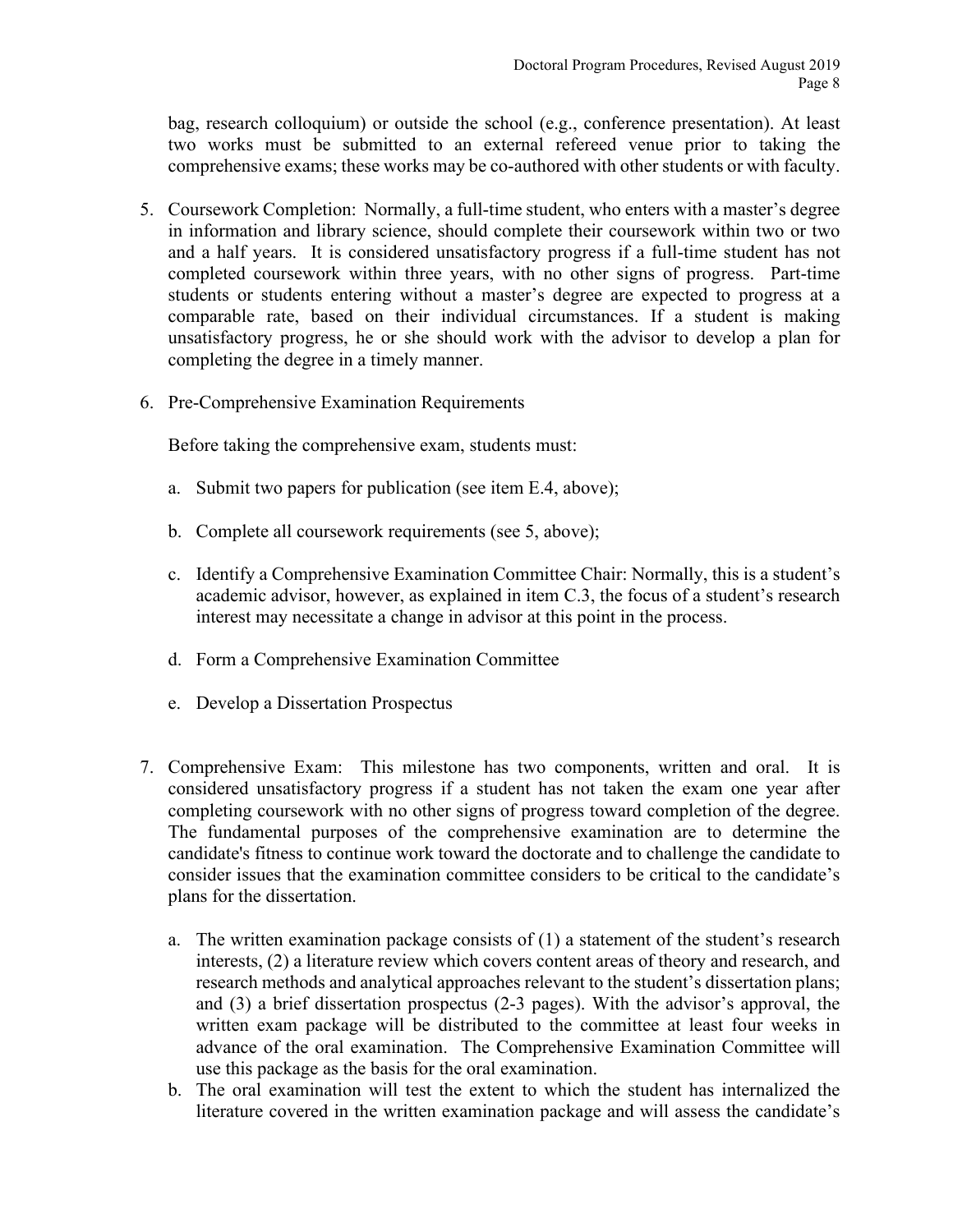bag, research colloquium) or outside the school (e.g., conference presentation). At least two works must be submitted to an external refereed venue prior to taking the comprehensive exams; these works may be co-authored with other students or with faculty.

5. Coursework Completion: Normally, a full-time student, who enters with a master's degree in information and library science, should complete their coursework within two or two and a half years. It is considered unsatisfactory progress if a full-time student has not completed coursework within three years, with no other signs of progress. Part-time students or students entering without a master's degree are expected to progress at a comparable rate, based on their individual circumstances. If a student is making unsatisfactory progress, he or she should work with the advisor to develop a plan for completing the degree in a timely manner.

6. Pre-Comprehensive Examination Requirements

   Before taking the comprehensive exam, students must:

   a. Submit two papers for publication (see item E.4, above);

   b. Complete all coursework requirements (see 5, above);

   c. Identify a Comprehensive Examination Committee Chair: Normally, this is a student's academic advisor, however, as explained in item C.3, the focus of a student's research interest may necessitate a change in advisor at this point in the process.

   d. Form a Comprehensive Examination Committee

   e. Develop a Dissertation Prospectus

7. Comprehensive Exam: This milestone has two components, written and oral. It is considered unsatisfactory progress if a student has not taken the exam one year after completing coursework with no other signs of progress toward completion of the degree. The fundamental purposes of the comprehensive examination are to determine the candidate's fitness to continue work toward the doctorate and to challenge the candidate to consider issues that the examination committee considers to be critical to the candidate's plans for the dissertation.

   a. The written examination package consists of (1) a statement of the student's research interests, (2) a literature review which covers content areas of theory and research, and research methods and analytical approaches relevant to the student's dissertation plans; and (3) a brief dissertation prospectus (2-3 pages). With the advisor's approval, the written exam package will be distributed to the committee at least four weeks in advance of the oral examination. The Comprehensive Examination Committee will use this package as the basis for the oral examination.
   b. The oral examination will test the extent to which the student has internalized the literature covered in the written examination package and will assess the candidate's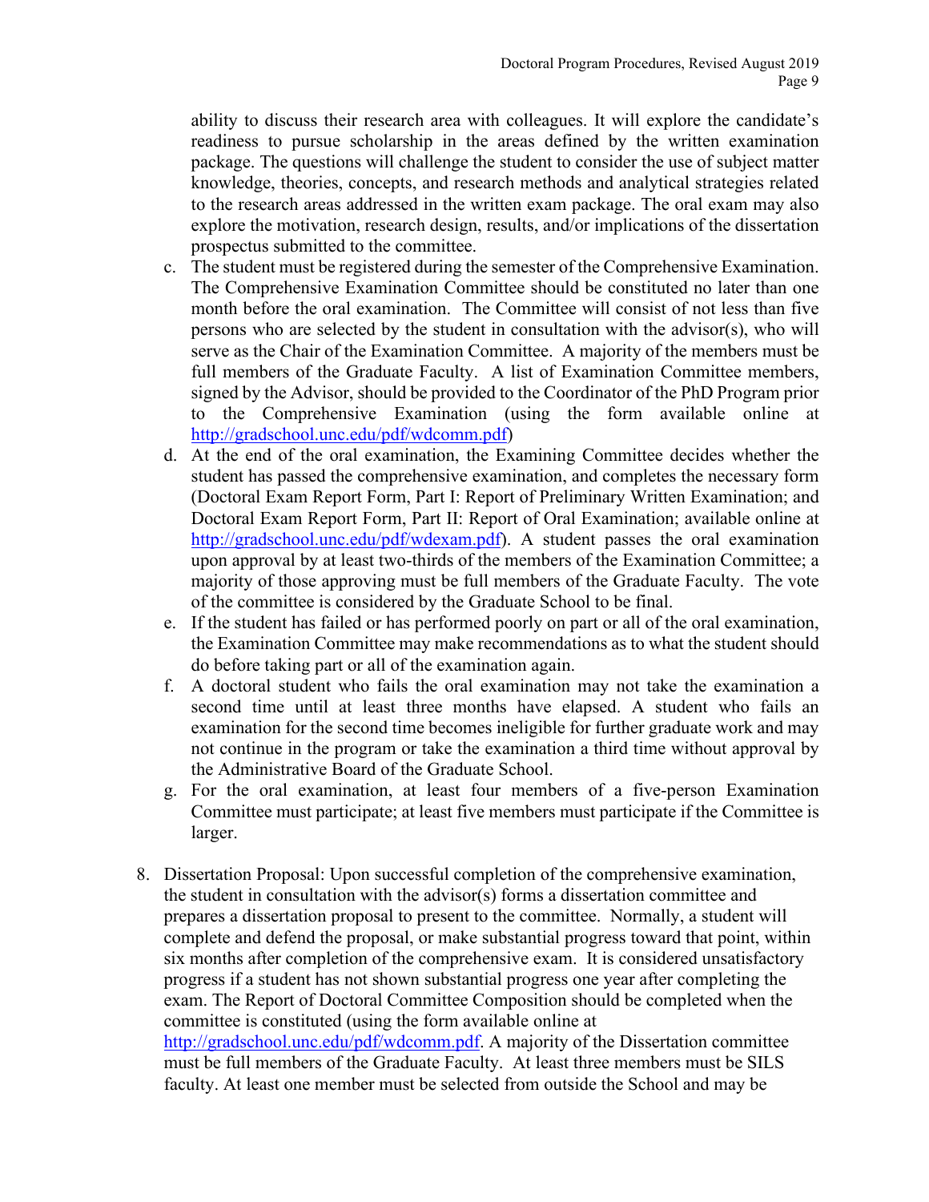ability to discuss their research area with colleagues. It will explore the candidate's readiness to pursue scholarship in the areas defined by the written examination package. The questions will challenge the student to consider the use of subject matter knowledge, theories, concepts, and research methods and analytical strategies related to the research areas addressed in the written exam package. The oral exam may also explore the motivation, research design, results, and/or implications of the dissertation prospectus submitted to the committee.

   c. The student must be registered during the semester of the Comprehensive Examination. The Comprehensive Examination Committee should be constituted no later than one month before the oral examination. The Committee will consist of not less than five persons who are selected by the student in consultation with the advisor(s), who will serve as the Chair of the Examination Committee. A majority of the members must be full members of the Graduate Faculty. A list of Examination Committee members, signed by the Advisor, should be provided to the Coordinator of the PhD Program prior to the Comprehensive Examination (using the form available online at [http://gradschool.unc.edu/pdf/wdcomm.pdf](http://gradschool.unc.edu/pdf/wdcomm.pdf))
   d. At the end of the oral examination, the Examining Committee decides whether the student has passed the comprehensive examination, and completes the necessary form (Doctoral Exam Report Form, Part I: Report of Preliminary Written Examination; and Doctoral Exam Report Form, Part II: Report of Oral Examination; available online at [http://gradschool.unc.edu/pdf/wdexam.pdf](http://gradschool.unc.edu/pdf/wdexam.pdf)). A student passes the oral examination upon approval by at least two-thirds of the members of the Examination Committee; a majority of those approving must be full members of the Graduate Faculty. The vote of the committee is considered by the Graduate School to be final.
   e. If the student has failed or has performed poorly on part or all of the oral examination, the Examination Committee may make recommendations as to what the student should do before taking part or all of the examination again.
   f. A doctoral student who fails the oral examination may not take the examination a second time until at least three months have elapsed. A student who fails an examination for the second time becomes ineligible for further graduate work and may not continue in the program or take the examination a third time without approval by the Administrative Board of the Graduate School.
   g. For the oral examination, at least four members of a five-person Examination Committee must participate; at least five members must participate if the Committee is larger.

8. Dissertation Proposal: Upon successful completion of the comprehensive examination, the student in consultation with the advisor(s) forms a dissertation committee and prepares a dissertation proposal to present to the committee. Normally, a student will complete and defend the proposal, or make substantial progress toward that point, within six months after completion of the comprehensive exam. It is considered unsatisfactory progress if a student has not shown substantial progress one year after completing the exam. The Report of Doctoral Committee Composition should be completed when the committee is constituted (using the form available online at [http://gradschool.unc.edu/pdf/wdcomm.pdf](http://gradschool.unc.edu/pdf/wdcomm.pdf). A majority of the Dissertation committee must be full members of the Graduate Faculty. At least three members must be SILS faculty. At least one member must be selected from outside the School and may be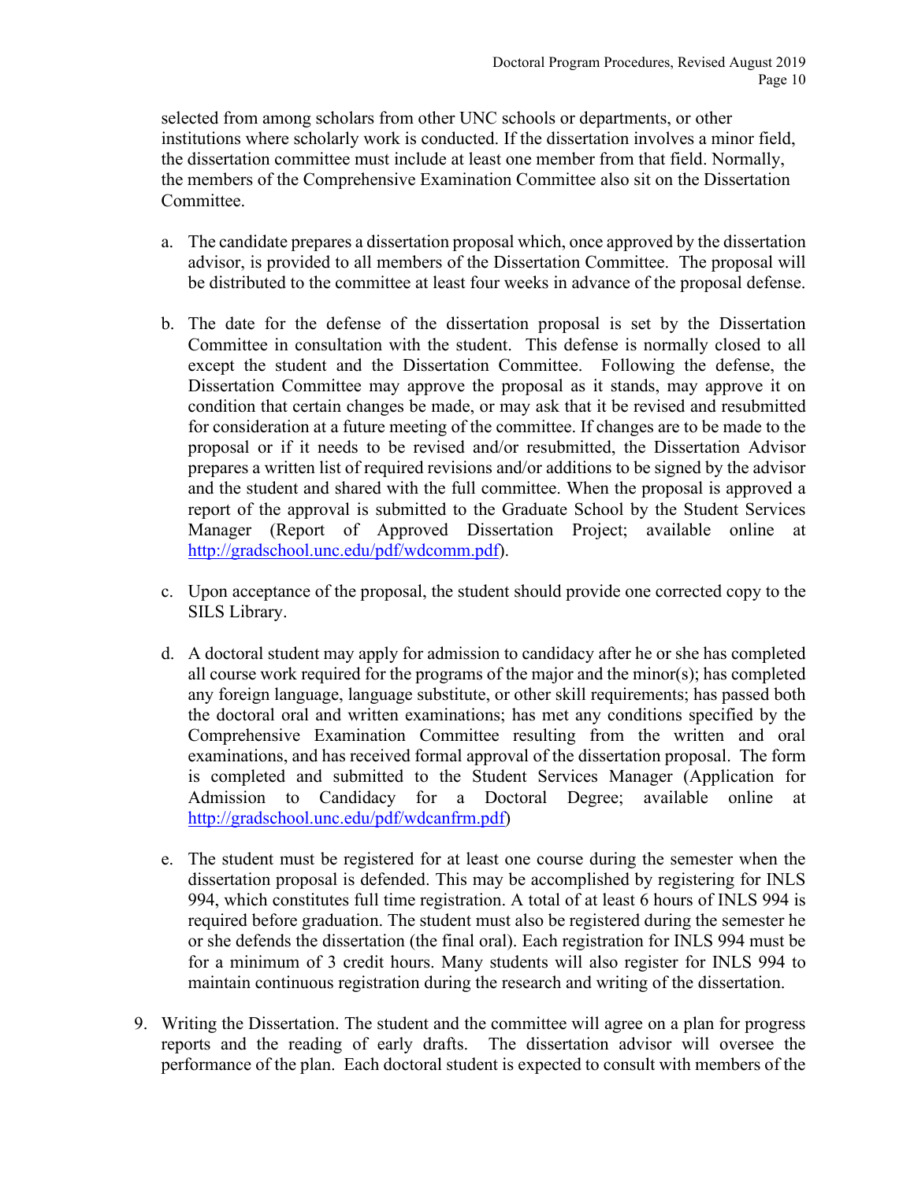selected from among scholars from other UNC schools or departments, or other institutions where scholarly work is conducted. If the dissertation involves a minor field, the dissertation committee must include at least one member from that field. Normally, the members of the Comprehensive Examination Committee also sit on the Dissertation Committee.

a. The candidate prepares a dissertation proposal which, once approved by the dissertation advisor, is provided to all members of the Dissertation Committee. The proposal will be distributed to the committee at least four weeks in advance of the proposal defense.

b. The date for the defense of the dissertation proposal is set by the Dissertation Committee in consultation with the student. This defense is normally closed to all except the student and the Dissertation Committee. Following the defense, the Dissertation Committee may approve the proposal as it stands, may approve it on condition that certain changes be made, or may ask that it be revised and resubmitted for consideration at a future meeting of the committee. If changes are to be made to the proposal or if it needs to be revised and/or resubmitted, the Dissertation Advisor prepares a written list of required revisions and/or additions to be signed by the advisor and the student and shared with the full committee. When the proposal is approved a report of the approval is submitted to the Graduate School by the Student Services Manager (Report of Approved Dissertation Project; available online at [http://gradschool.unc.edu/pdf/wdcomm.pdf](http://gradschool.unc.edu/pdf/wdcomm.pdf)).

c. Upon acceptance of the proposal, the student should provide one corrected copy to the SILS Library.

d. A doctoral student may apply for admission to candidacy after he or she has completed all course work required for the programs of the major and the minor(s); has completed any foreign language, language substitute, or other skill requirements; has passed both the doctoral oral and written examinations; has met any conditions specified by the Comprehensive Examination Committee resulting from the written and oral examinations, and has received formal approval of the dissertation proposal. The form is completed and submitted to the Student Services Manager (Application for Admission to Candidacy for a Doctoral Degree; available online at [http://gradschool.unc.edu/pdf/wdcanfrm.pdf](http://gradschool.unc.edu/pdf/wdcanfrm.pdf))

e. The student must be registered for at least one course during the semester when the dissertation proposal is defended. This may be accomplished by registering for INLS 994, which constitutes full time registration. A total of at least 6 hours of INLS 994 is required before graduation. The student must also be registered during the semester he or she defends the dissertation (the final oral). Each registration for INLS 994 must be for a minimum of 3 credit hours. Many students will also register for INLS 994 to maintain continuous registration during the research and writing of the dissertation.

9. Writing the Dissertation. The student and the committee will agree on a plan for progress reports and the reading of early drafts. The dissertation advisor will oversee the performance of the plan. Each doctoral student is expected to consult with members of the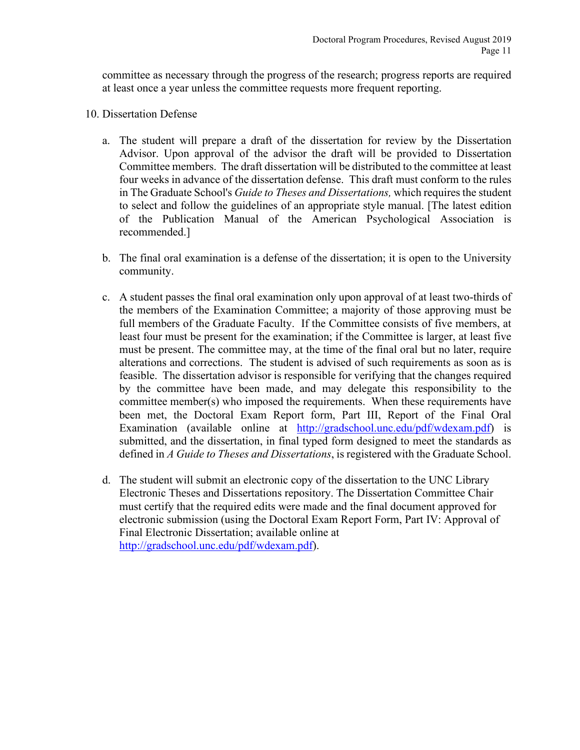committee as necessary through the progress of the research; progress reports are required at least once a year unless the committee requests more frequent reporting.

10. Dissertation Defense

    a. The student will prepare a draft of the dissertation for review by the Dissertation Advisor. Upon approval of the advisor the draft will be provided to Dissertation Committee members. The draft dissertation will be distributed to the committee at least four weeks in advance of the dissertation defense. This draft must conform to the rules in The Graduate School's *Guide to Theses and Dissertations,* which requires the student to select and follow the guidelines of an appropriate style manual. [The latest edition of the Publication Manual of the American Psychological Association is recommended.]

    b. The final oral examination is a defense of the dissertation; it is open to the University community.

    c. A student passes the final oral examination only upon approval of at least two-thirds of the members of the Examination Committee; a majority of those approving must be full members of the Graduate Faculty. If the Committee consists of five members, at least four must be present for the examination; if the Committee is larger, at least five must be present. The committee may, at the time of the final oral but no later, require alterations and corrections. The student is advised of such requirements as soon as is feasible. The dissertation advisor is responsible for verifying that the changes required by the committee have been made, and may delegate this responsibility to the committee member(s) who imposed the requirements. When these requirements have been met, the Doctoral Exam Report form, Part III, Report of the Final Oral Examination (available online at http://gradschool.unc.edu/pdf/wdexam.pdf) is submitted, and the dissertation, in final typed form designed to meet the standards as defined in *A Guide to Theses and Dissertations*, is registered with the Graduate School.

    d. The student will submit an electronic copy of the dissertation to the UNC Library Electronic Theses and Dissertations repository. The Dissertation Committee Chair must certify that the required edits were made and the final document approved for electronic submission (using the Doctoral Exam Report Form, Part IV: Approval of Final Electronic Dissertation; available online at http://gradschool.unc.edu/pdf/wdexam.pdf).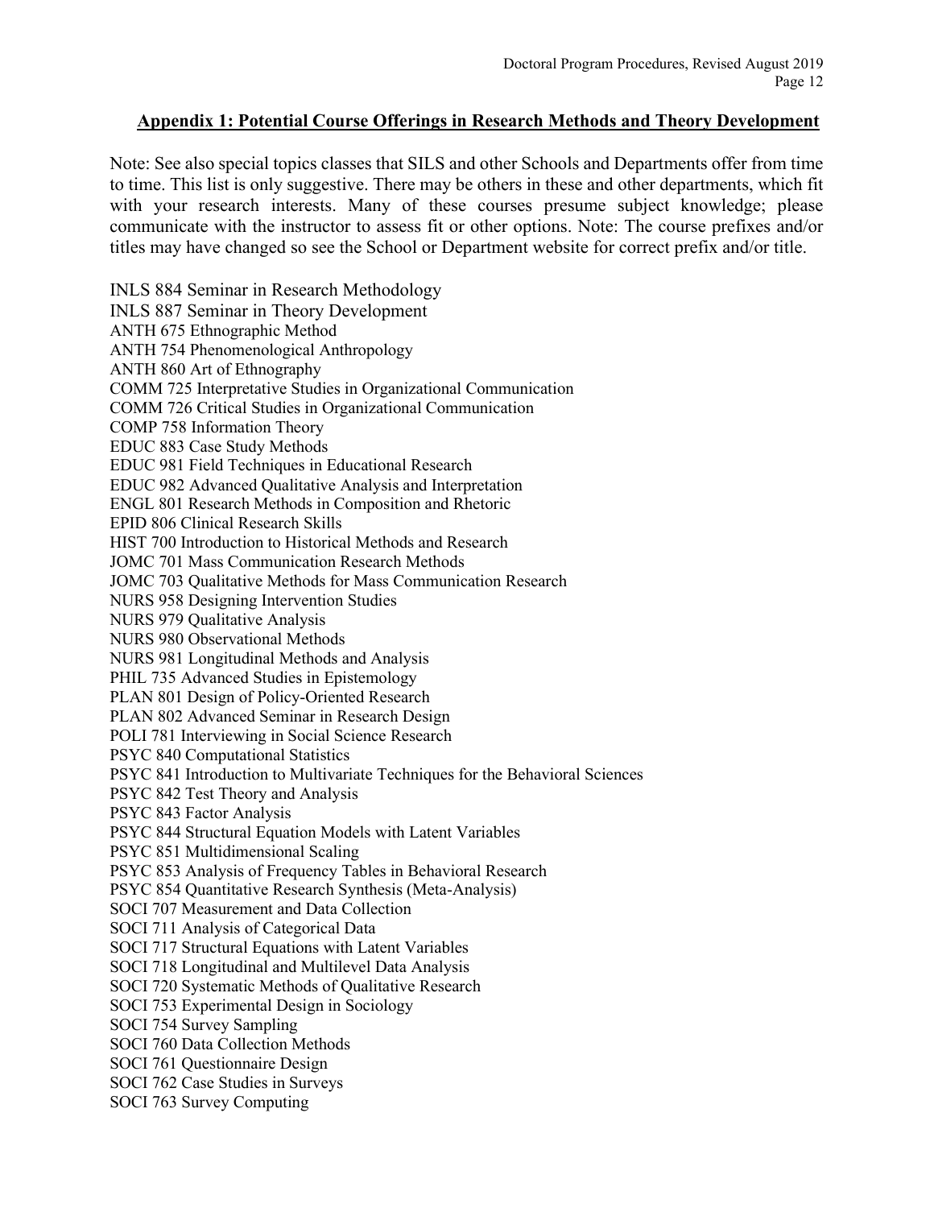## Appendix 1: Potential Course Offerings in Research Methods and Theory Development

Note: See also special topics classes that SILS and other Schools and Departments offer from time to time. This list is only suggestive. There may be others in these and other departments, which fit with your research interests. Many of these courses presume subject knowledge; please communicate with the instructor to assess fit or other options. Note: The course prefixes and/or titles may have changed so see the School or Department website for correct prefix and/or title.

INLS 884 Seminar in Research Methodology
INLS 887 Seminar in Theory Development
ANTH 675 Ethnographic Method
ANTH 754 Phenomenological Anthropology
ANTH 860 Art of Ethnography
COMM 725 Interpretative Studies in Organizational Communication
COMM 726 Critical Studies in Organizational Communication
COMP 758 Information Theory
EDUC 883 Case Study Methods
EDUC 981 Field Techniques in Educational Research
EDUC 982 Advanced Qualitative Analysis and Interpretation
ENGL 801 Research Methods in Composition and Rhetoric
EPID 806 Clinical Research Skills
HIST 700 Introduction to Historical Methods and Research
JOMC 701 Mass Communication Research Methods
JOMC 703 Qualitative Methods for Mass Communication Research
NURS 958 Designing Intervention Studies
NURS 979 Qualitative Analysis
NURS 980 Observational Methods
NURS 981 Longitudinal Methods and Analysis
PHIL 735 Advanced Studies in Epistemology
PLAN 801 Design of Policy-Oriented Research
PLAN 802 Advanced Seminar in Research Design
POLI 781 Interviewing in Social Science Research
PSYC 840 Computational Statistics
PSYC 841 Introduction to Multivariate Techniques for the Behavioral Sciences
PSYC 842 Test Theory and Analysis
PSYC 843 Factor Analysis
PSYC 844 Structural Equation Models with Latent Variables
PSYC 851 Multidimensional Scaling
PSYC 853 Analysis of Frequency Tables in Behavioral Research
PSYC 854 Quantitative Research Synthesis (Meta-Analysis)
SOCI 707 Measurement and Data Collection
SOCI 711 Analysis of Categorical Data
SOCI 717 Structural Equations with Latent Variables
SOCI 718 Longitudinal and Multilevel Data Analysis
SOCI 720 Systematic Methods of Qualitative Research
SOCI 753 Experimental Design in Sociology
SOCI 754 Survey Sampling
SOCI 760 Data Collection Methods
SOCI 761 Questionnaire Design
SOCI 762 Case Studies in Surveys
SOCI 763 Survey Computing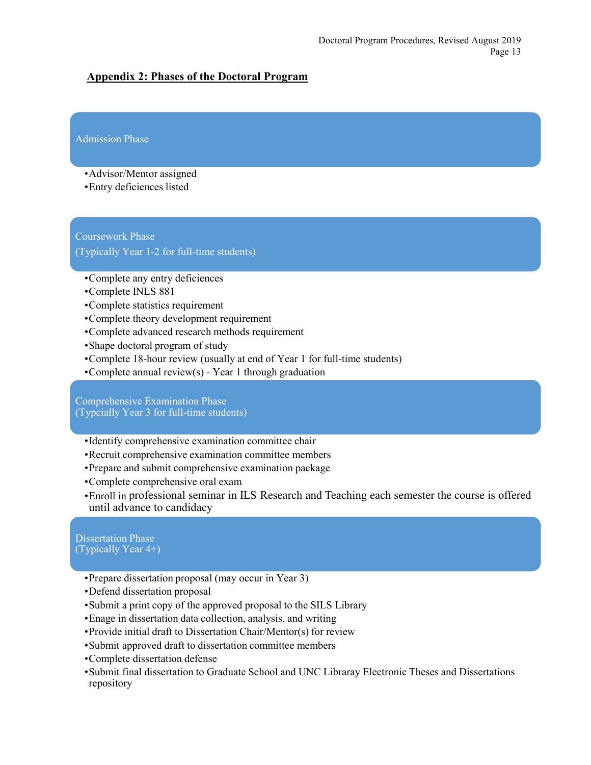## Appendix 2: Phases of the Doctoral Program

### Admission Phase

- Advisor/Mentor assigned
- Entry deficiences listed

### Coursework Phase
(Typically Year 1-2 for full-time students)

- Complete any entry deficiences
- Complete INLS 881
- Complete statistics requirement
- Complete theory development requirement
- Complete advanced research methods requirement
- Shape doctoral program of study
- Complete 18-hour review (usually at end of Year 1 for full-time students)
- Complete annual review(s) - Year 1 through graduation

### Comprehensive Examination Phase
(Typcially Year 3 for full-time students)

- Identify comprehensive examination committee chair
- Recruit comprehensive examination committee members
- Prepare and submit comprehensive examination package
- Complete comprehensive oral exam
- Enroll in professional seminar in ILS Research and Teaching each semester the course is offered until advance to candidacy

### Dissertation Phase
(Typically Year 4+)

- Prepare dissertation proposal (may occur in Year 3)
- Defend dissertation proposal
- Submit a print copy of the approved proposal to the SILS Library
- Enage in dissertation data collection, analysis, and writing
- Provide initial draft to Dissertation Chair/Mentor(s) for review
- Submit approved draft to dissertation committee members
- Complete dissertation defense
- Submit final dissertation to Graduate School and UNC Libraray Electronic Theses and Dissertations repository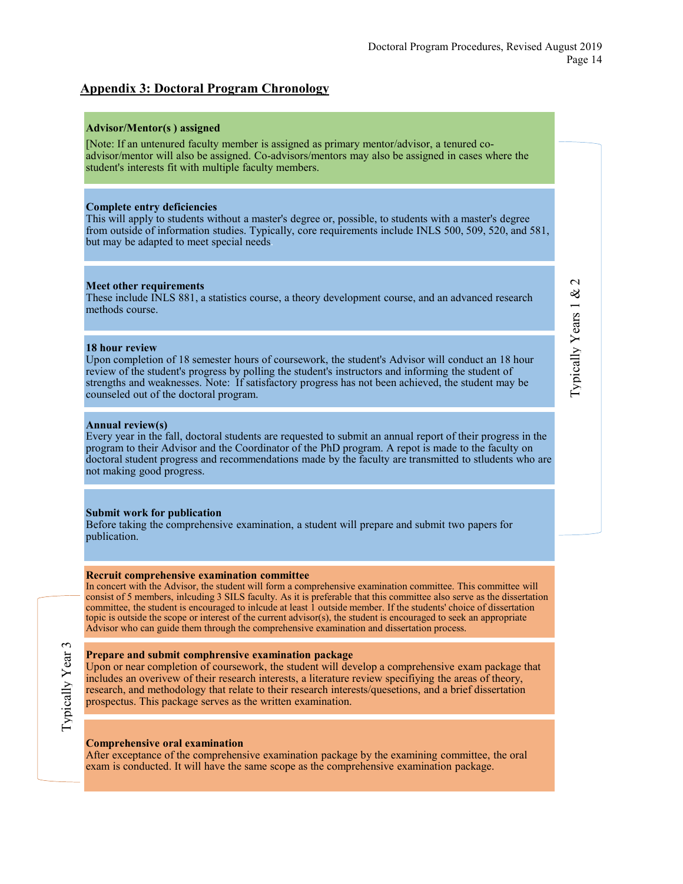## Appendix 3: Doctoral Program Chronology

*Typically Years 1 & 2*

**Advisor/Mentor(s ) assigned**

[Note: If an untenured faculty member is assigned as primary mentor/advisor, a tenured co-advisor/mentor will also be assigned. Co-advisors/mentors may also be assigned in cases where the student's interests fit with multiple faculty members.

**Complete entry deficiencies**

This will apply to students without a master's degree or, possible, to students with a master's degree from outside of information studies. Typically, core requirements include INLS 500, 509, 520, and 581, but may be adapted to meet special needs.

**Meet other requirements**

These include INLS 881, a statistics course, a theory development course, and an advanced research methods course.

**18 hour review**

Upon completion of 18 semester hours of coursework, the student's Advisor will conduct an 18 hour review of the student's progress by polling the student's instructors and informing the student of strengths and weaknesses. Note: If satisfactory progress has not been achieved, the student may be counseled out of the doctoral program.

**Annual review(s)**

Every year in the fall, doctoral students are requested to submit an annual report of their progress in the program to their Advisor and the Coordinator of the PhD program. A repot is made to the faculty on doctoral student progress and recommendations made by the faculty are transmitted to stludents who are not making good progress.

**Submit work for publication**

Before taking the comprehensive examination, a student will prepare and submit two papers for publication.

*Typically Year 3*

**Recruit comprehensive examination committee**

In concert with the Advisor, the student will form a comprehensive examination committee. This committee will consist of 5 members, inlcuding 3 SILS faculty. As it is preferable that this committee also serve as the dissertation committee, the student is encouraged to inlcude at least 1 outside member. If the students' choice of dissertation topic is outside the scope or interest of the current advisor(s), the student is encouraged to seek an appropriate Advisor who can guide them through the comprehensive examination and dissertation process.

**Prepare and submit comphrensive examination package**

Upon or near completion of coursework, the student will develop a comprehensive exam package that includes an overivew of their research interests, a literature review specifiying the areas of theory, research, and methodology that relate to their research interests/quesetions, and a brief dissertation prospectus. This package serves as the written examination.

**Comprehensive oral examination**

After exceptance of the comprehensive examination package by the examining committee, the oral exam is conducted. It will have the same scope as the comprehensive examination package.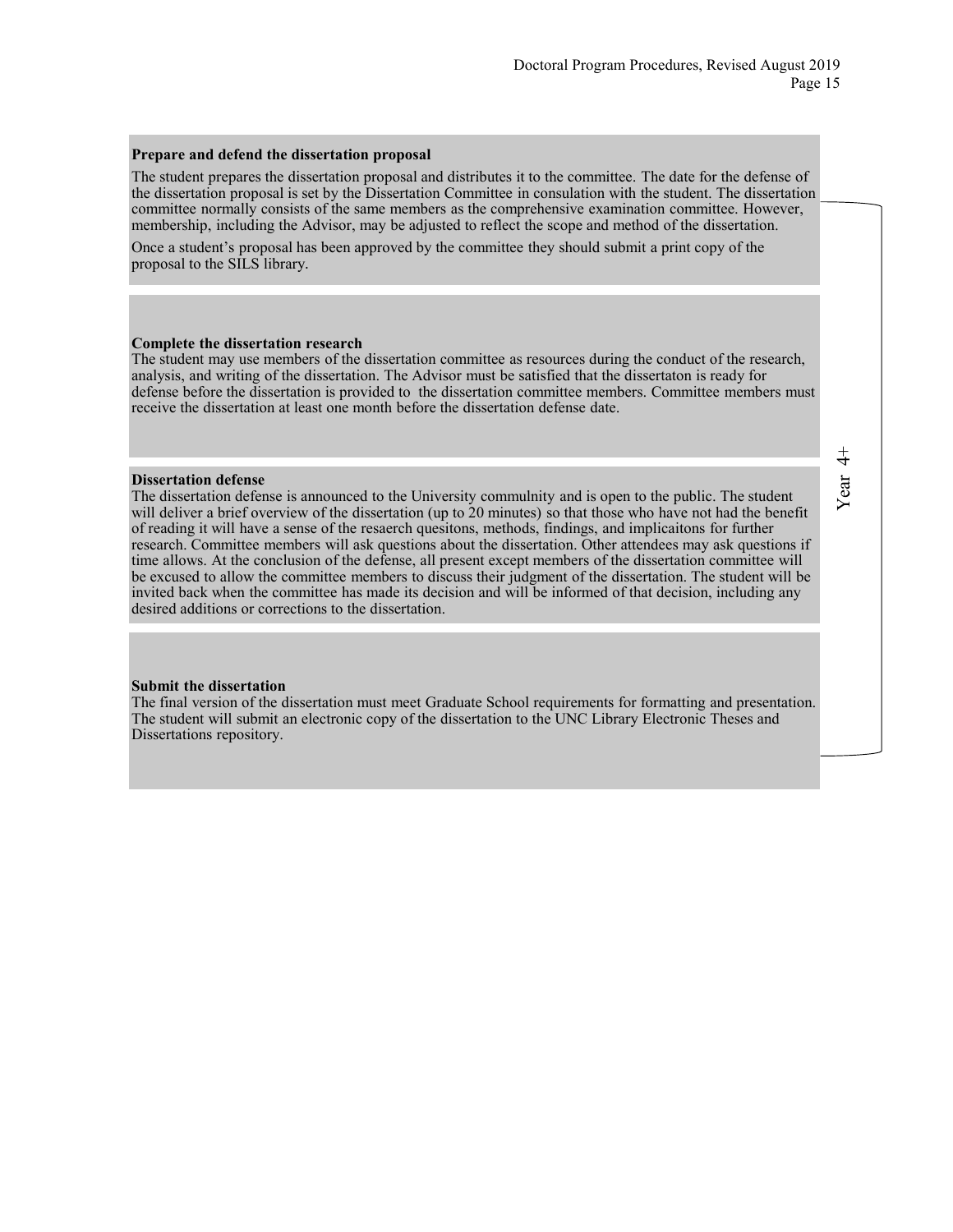**Prepare and defend the dissertation proposal**

The student prepares the dissertation proposal and distributes it to the committee. The date for the defense of the dissertation proposal is set by the Dissertation Committee in consulation with the student. The dissertation committee normally consists of the same members as the comprehensive examination committee. However, membership, including the Advisor, may be adjusted to reflect the scope and method of the dissertation.

Once a student's proposal has been approved by the committee they should submit a print copy of the proposal to the SILS library.

**Complete the dissertation research**

The student may use members of the dissertation committee as resources during the conduct of the research, analysis, and writing of the dissertation. The Advisor must be satisfied that the dissertaton is ready for defense before the dissertation is provided to the dissertation committee members. Committee members must receive the dissertation at least one month before the dissertation defense date.

**Dissertation defense**

The dissertation defense is announced to the University commulnity and is open to the public. The student will deliver a brief overview of the dissertation (up to 20 minutes) so that those who have not had the benefit of reading it will have a sense of the resaerch quesitons, methods, findings, and implicaitons for further research. Committee members will ask questions about the dissertation. Other attendees may ask questions if time allows. At the conclusion of the defense, all present except members of the dissertation committee will be excused to allow the committee members to discuss their judgment of the dissertation. The student will be invited back when the committee has made its decision and will be informed of that decision, including any desired additions or corrections to the dissertation.

**Submit the dissertation**

The final version of the dissertation must meet Graduate School requirements for formatting and presentation. The student will submit an electronic copy of the dissertation to the UNC Library Electronic Theses and Dissertations repository.

Year 4+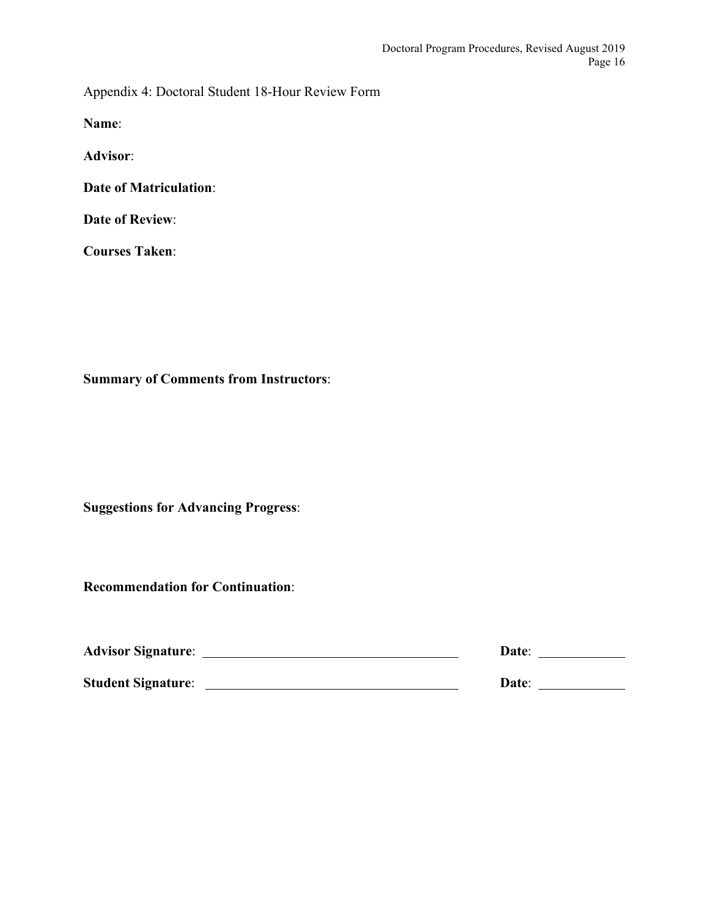Appendix 4: Doctoral Student 18-Hour Review Form

**Name**:

**Advisor**:

**Date of Matriculation**:

**Date of Review**:

**Courses Taken**:

**Summary of Comments from Instructors**:

**Suggestions for Advancing Progress**:

**Recommendation for Continuation**:

**Advisor Signature**: ______________________________ **Date**: __________

**Student Signature**: ______________________________ **Date**: __________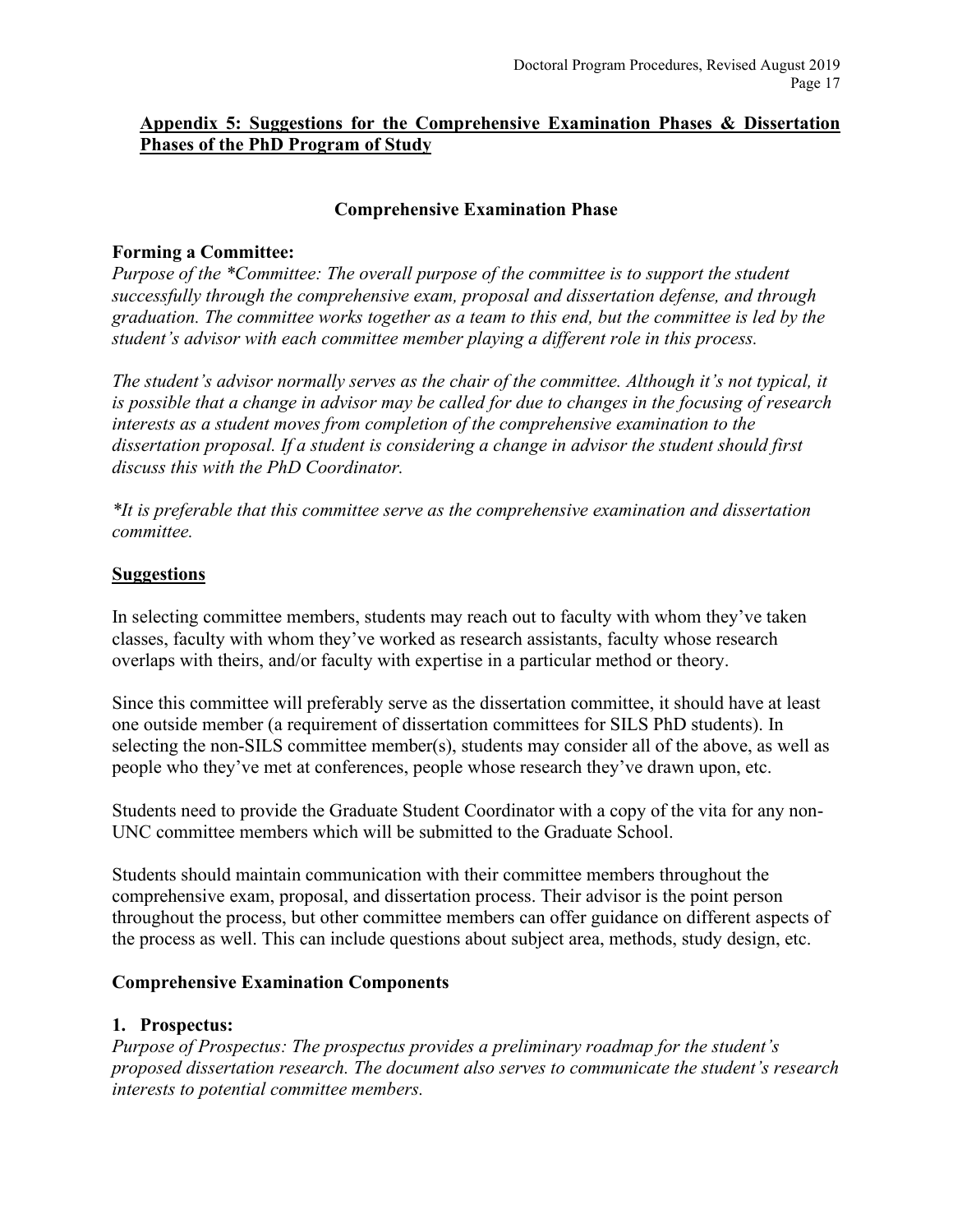## Appendix 5: Suggestions for the Comprehensive Examination Phases & Dissertation Phases of the PhD Program of Study

### Comprehensive Examination Phase

**Forming a Committee:**

*Purpose of the *Committee: The overall purpose of the committee is to support the student successfully through the comprehensive exam, proposal and dissertation defense, and through graduation. The committee works together as a team to this end, but the committee is led by the student's advisor with each committee member playing a different role in this process.*

*The student's advisor normally serves as the chair of the committee. Although it's not typical, it is possible that a change in advisor may be called for due to changes in the focusing of research interests as a student moves from completion of the comprehensive examination to the dissertation proposal. If a student is considering a change in advisor the student should first discuss this with the PhD Coordinator.*

*\*It is preferable that this committee serve as the comprehensive examination and dissertation committee.*

**Suggestions**

In selecting committee members, students may reach out to faculty with whom they've taken classes, faculty with whom they've worked as research assistants, faculty whose research overlaps with theirs, and/or faculty with expertise in a particular method or theory.

Since this committee will preferably serve as the dissertation committee, it should have at least one outside member (a requirement of dissertation committees for SILS PhD students). In selecting the non-SILS committee member(s), students may consider all of the above, as well as people who they've met at conferences, people whose research they've drawn upon, etc.

Students need to provide the Graduate Student Coordinator with a copy of the vita for any non-UNC committee members which will be submitted to the Graduate School.

Students should maintain communication with their committee members throughout the comprehensive exam, proposal, and dissertation process. Their advisor is the point person throughout the process, but other committee members can offer guidance on different aspects of the process as well. This can include questions about subject area, methods, study design, etc.

**Comprehensive Examination Components**

**1. Prospectus:**

*Purpose of Prospectus: The prospectus provides a preliminary roadmap for the student's proposed dissertation research. The document also serves to communicate the student's research interests to potential committee members.*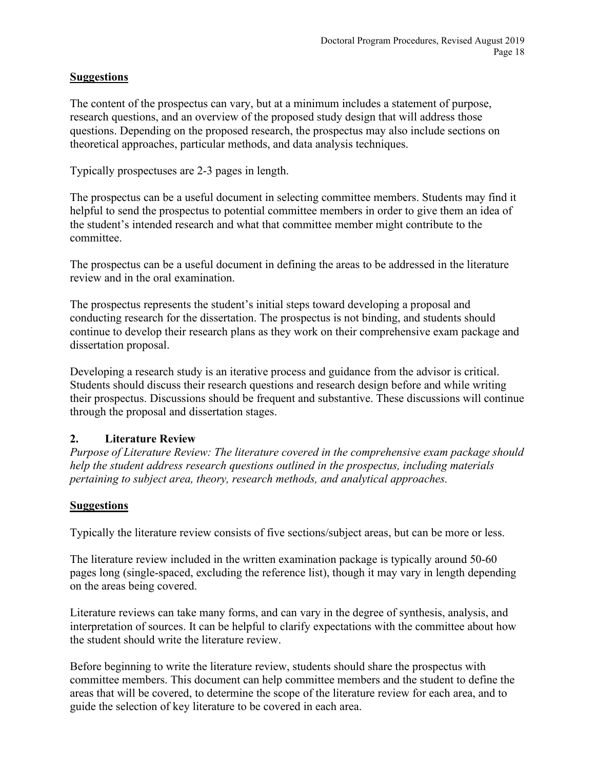**Suggestions**

The content of the prospectus can vary, but at a minimum includes a statement of purpose, research questions, and an overview of the proposed study design that will address those questions. Depending on the proposed research, the prospectus may also include sections on theoretical approaches, particular methods, and data analysis techniques.

Typically prospectuses are 2-3 pages in length.

The prospectus can be a useful document in selecting committee members. Students may find it helpful to send the prospectus to potential committee members in order to give them an idea of the student's intended research and what that committee member might contribute to the committee.

The prospectus can be a useful document in defining the areas to be addressed in the literature review and in the oral examination.

The prospectus represents the student's initial steps toward developing a proposal and conducting research for the dissertation. The prospectus is not binding, and students should continue to develop their research plans as they work on their comprehensive exam package and dissertation proposal.

Developing a research study is an iterative process and guidance from the advisor is critical. Students should discuss their research questions and research design before and while writing their prospectus. Discussions should be frequent and substantive. These discussions will continue through the proposal and dissertation stages.

### 2. Literature Review

*Purpose of Literature Review: The literature covered in the comprehensive exam package should help the student address research questions outlined in the prospectus, including materials pertaining to subject area, theory, research methods, and analytical approaches.*

**Suggestions**

Typically the literature review consists of five sections/subject areas, but can be more or less.

The literature review included in the written examination package is typically around 50-60 pages long (single-spaced, excluding the reference list), though it may vary in length depending on the areas being covered.

Literature reviews can take many forms, and can vary in the degree of synthesis, analysis, and interpretation of sources. It can be helpful to clarify expectations with the committee about how the student should write the literature review.

Before beginning to write the literature review, students should share the prospectus with committee members. This document can help committee members and the student to define the areas that will be covered, to determine the scope of the literature review for each area, and to guide the selection of key literature to be covered in each area.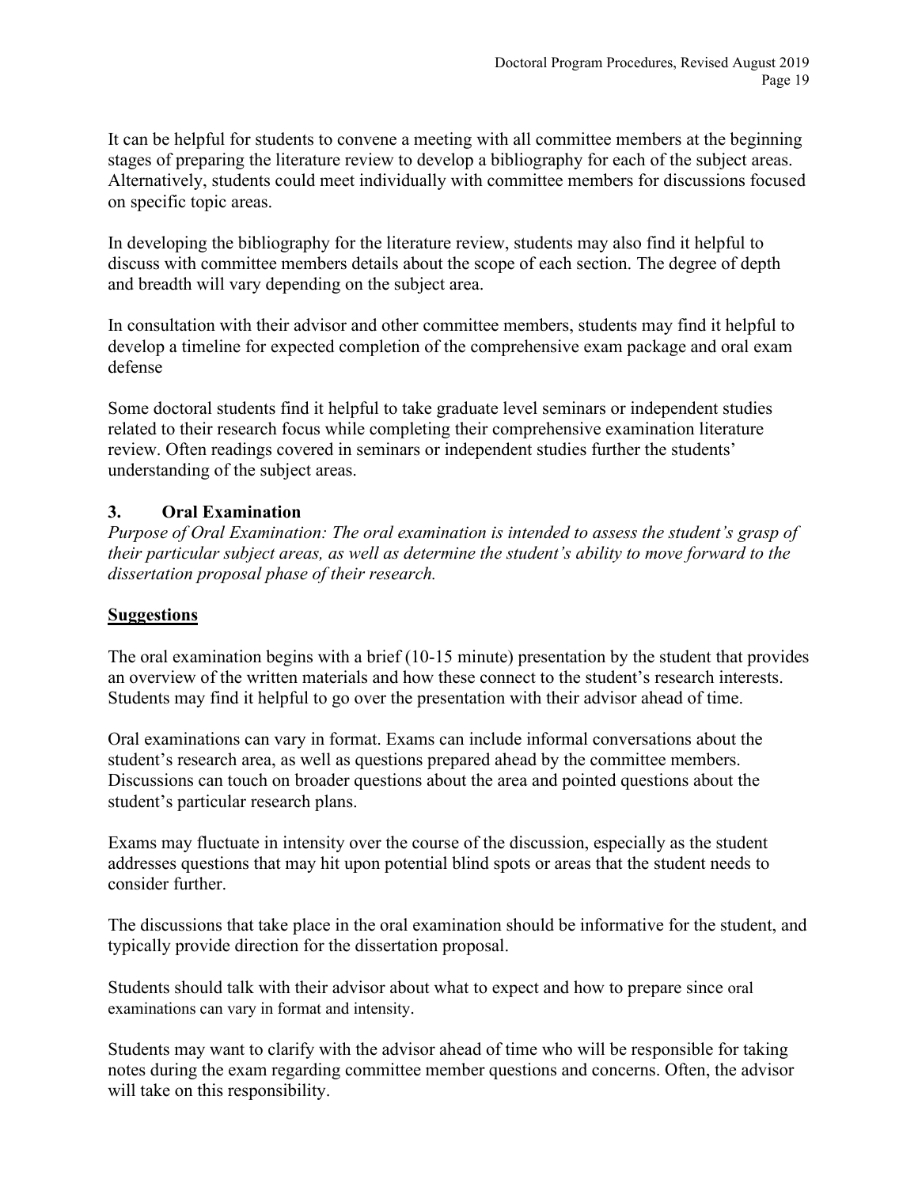It can be helpful for students to convene a meeting with all committee members at the beginning stages of preparing the literature review to develop a bibliography for each of the subject areas. Alternatively, students could meet individually with committee members for discussions focused on specific topic areas.

In developing the bibliography for the literature review, students may also find it helpful to discuss with committee members details about the scope of each section. The degree of depth and breadth will vary depending on the subject area.

In consultation with their advisor and other committee members, students may find it helpful to develop a timeline for expected completion of the comprehensive exam package and oral exam defense

Some doctoral students find it helpful to take graduate level seminars or independent studies related to their research focus while completing their comprehensive examination literature review. Often readings covered in seminars or independent studies further the students' understanding of the subject areas.

### 3. Oral Examination

*Purpose of Oral Examination: The oral examination is intended to assess the student's grasp of their particular subject areas, as well as determine the student's ability to move forward to the dissertation proposal phase of their research.*

**Suggestions**

The oral examination begins with a brief (10-15 minute) presentation by the student that provides an overview of the written materials and how these connect to the student's research interests. Students may find it helpful to go over the presentation with their advisor ahead of time.

Oral examinations can vary in format. Exams can include informal conversations about the student's research area, as well as questions prepared ahead by the committee members. Discussions can touch on broader questions about the area and pointed questions about the student's particular research plans.

Exams may fluctuate in intensity over the course of the discussion, especially as the student addresses questions that may hit upon potential blind spots or areas that the student needs to consider further.

The discussions that take place in the oral examination should be informative for the student, and typically provide direction for the dissertation proposal.

Students should talk with their advisor about what to expect and how to prepare since oral examinations can vary in format and intensity.

Students may want to clarify with the advisor ahead of time who will be responsible for taking notes during the exam regarding committee member questions and concerns. Often, the advisor will take on this responsibility.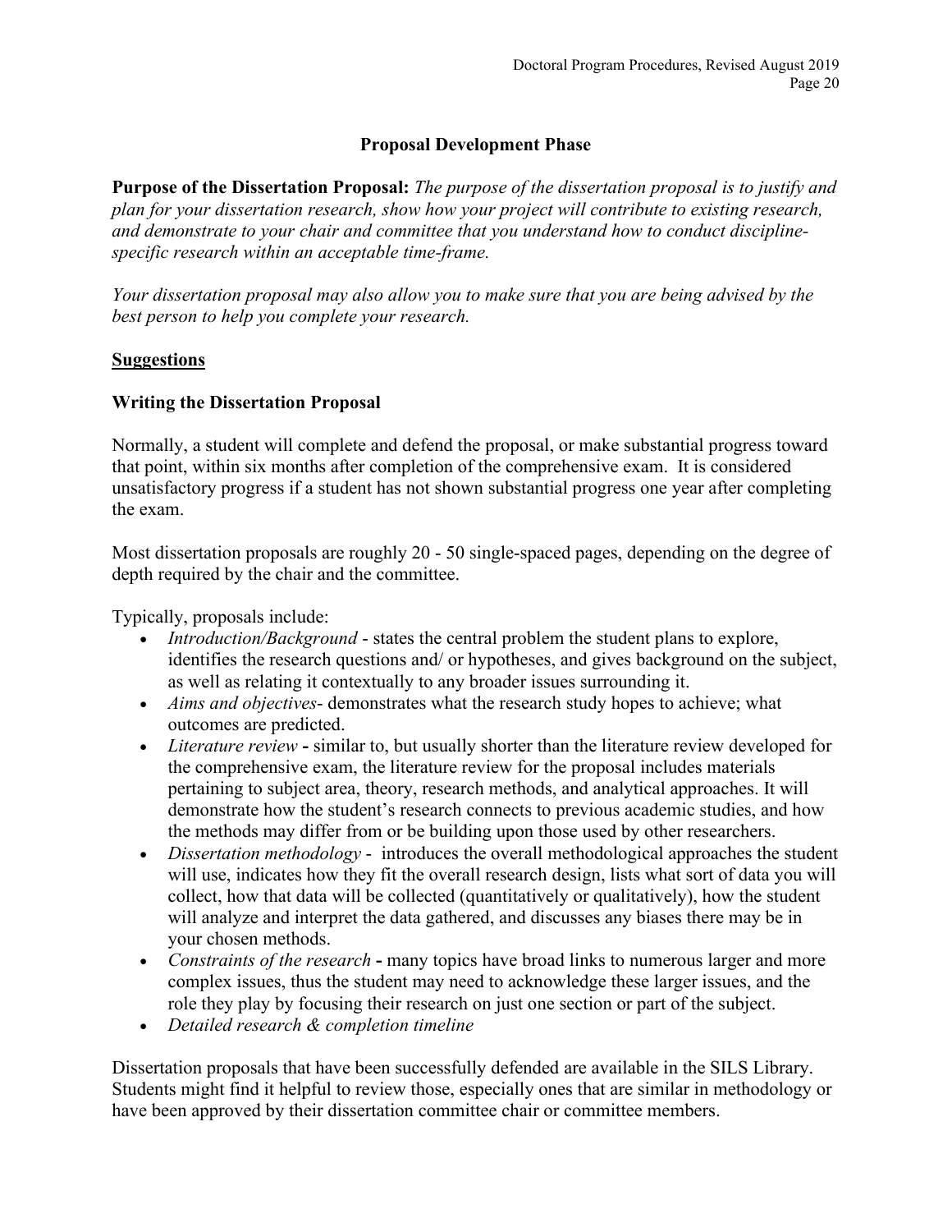## Proposal Development Phase

**Purpose of the Dissertation Proposal:** *The purpose of the dissertation proposal is to justify and plan for your dissertation research, show how your project will contribute to existing research, and demonstrate to your chair and committee that you understand how to conduct discipline-specific research within an acceptable time-frame.*

*Your dissertation proposal may also allow you to make sure that you are being advised by the best person to help you complete your research.*

<u>**Suggestions**</u>

### Writing the Dissertation Proposal

Normally, a student will complete and defend the proposal, or make substantial progress toward that point, within six months after completion of the comprehensive exam. It is considered unsatisfactory progress if a student has not shown substantial progress one year after completing the exam.

Most dissertation proposals are roughly 20 - 50 single-spaced pages, depending on the degree of depth required by the chair and the committee.

Typically, proposals include:

- *Introduction/Background* - states the central problem the student plans to explore, identifies the research questions and/ or hypotheses, and gives background on the subject, as well as relating it contextually to any broader issues surrounding it.
- *Aims and objectives*- demonstrates what the research study hopes to achieve; what outcomes are predicted.
- *Literature review* **-** similar to, but usually shorter than the literature review developed for the comprehensive exam, the literature review for the proposal includes materials pertaining to subject area, theory, research methods, and analytical approaches. It will demonstrate how the student's research connects to previous academic studies, and how the methods may differ from or be building upon those used by other researchers.
- *Dissertation methodology* - introduces the overall methodological approaches the student will use, indicates how they fit the overall research design, lists what sort of data you will collect, how that data will be collected (quantitatively or qualitatively), how the student will analyze and interpret the data gathered, and discusses any biases there may be in your chosen methods.
- *Constraints of the research* **-** many topics have broad links to numerous larger and more complex issues, thus the student may need to acknowledge these larger issues, and the role they play by focusing their research on just one section or part of the subject.
- *Detailed research & completion timeline*

Dissertation proposals that have been successfully defended are available in the SILS Library. Students might find it helpful to review those, especially ones that are similar in methodology or have been approved by their dissertation committee chair or committee members.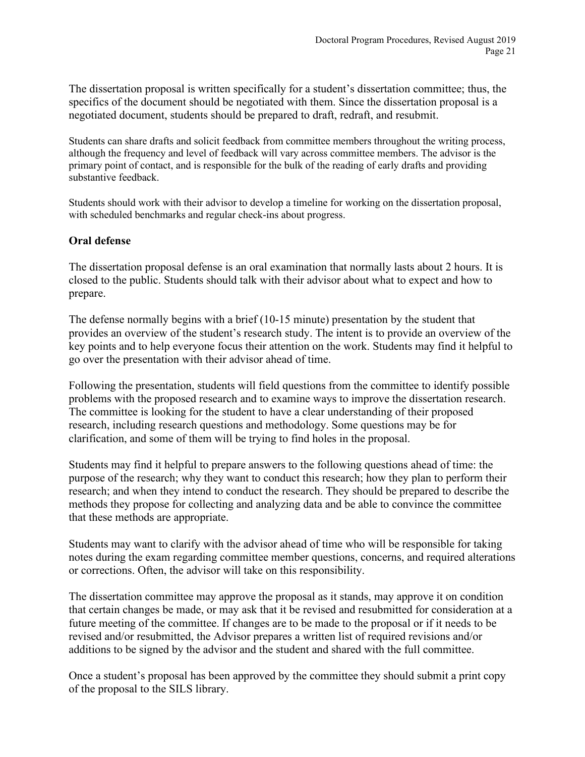The dissertation proposal is written specifically for a student's dissertation committee; thus, the specifics of the document should be negotiated with them. Since the dissertation proposal is a negotiated document, students should be prepared to draft, redraft, and resubmit.

Students can share drafts and solicit feedback from committee members throughout the writing process, although the frequency and level of feedback will vary across committee members. The advisor is the primary point of contact, and is responsible for the bulk of the reading of early drafts and providing substantive feedback.

Students should work with their advisor to develop a timeline for working on the dissertation proposal, with scheduled benchmarks and regular check-ins about progress.

### Oral defense

The dissertation proposal defense is an oral examination that normally lasts about 2 hours. It is closed to the public. Students should talk with their advisor about what to expect and how to prepare.

The defense normally begins with a brief (10-15 minute) presentation by the student that provides an overview of the student's research study. The intent is to provide an overview of the key points and to help everyone focus their attention on the work. Students may find it helpful to go over the presentation with their advisor ahead of time.

Following the presentation, students will field questions from the committee to identify possible problems with the proposed research and to examine ways to improve the dissertation research. The committee is looking for the student to have a clear understanding of their proposed research, including research questions and methodology. Some questions may be for clarification, and some of them will be trying to find holes in the proposal.

Students may find it helpful to prepare answers to the following questions ahead of time: the purpose of the research; why they want to conduct this research; how they plan to perform their research; and when they intend to conduct the research. They should be prepared to describe the methods they propose for collecting and analyzing data and be able to convince the committee that these methods are appropriate.

Students may want to clarify with the advisor ahead of time who will be responsible for taking notes during the exam regarding committee member questions, concerns, and required alterations or corrections. Often, the advisor will take on this responsibility.

The dissertation committee may approve the proposal as it stands, may approve it on condition that certain changes be made, or may ask that it be revised and resubmitted for consideration at a future meeting of the committee. If changes are to be made to the proposal or if it needs to be revised and/or resubmitted, the Advisor prepares a written list of required revisions and/or additions to be signed by the advisor and the student and shared with the full committee.

Once a student's proposal has been approved by the committee they should submit a print copy of the proposal to the SILS library.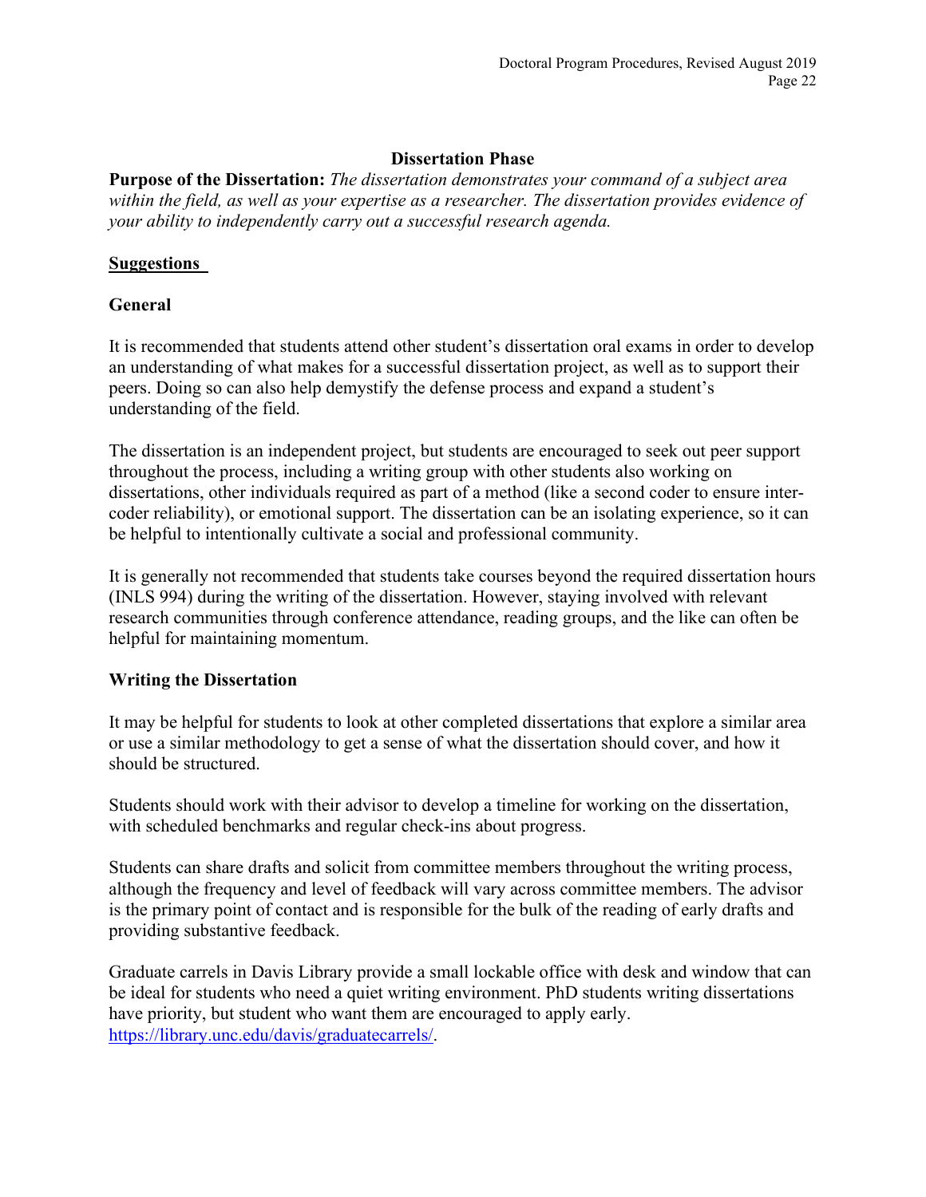## Dissertation Phase

**Purpose of the Dissertation:** *The dissertation demonstrates your command of a subject area within the field, as well as your expertise as a researcher. The dissertation provides evidence of your ability to independently carry out a successful research agenda.*

### Suggestions

#### General

It is recommended that students attend other student's dissertation oral exams in order to develop an understanding of what makes for a successful dissertation project, as well as to support their peers. Doing so can also help demystify the defense process and expand a student's understanding of the field.

The dissertation is an independent project, but students are encouraged to seek out peer support throughout the process, including a writing group with other students also working on dissertations, other individuals required as part of a method (like a second coder to ensure inter-coder reliability), or emotional support. The dissertation can be an isolating experience, so it can be helpful to intentionally cultivate a social and professional community.

It is generally not recommended that students take courses beyond the required dissertation hours (INLS 994) during the writing of the dissertation. However, staying involved with relevant research communities through conference attendance, reading groups, and the like can often be helpful for maintaining momentum.

#### Writing the Dissertation

It may be helpful for students to look at other completed dissertations that explore a similar area or use a similar methodology to get a sense of what the dissertation should cover, and how it should be structured.

Students should work with their advisor to develop a timeline for working on the dissertation, with scheduled benchmarks and regular check-ins about progress.

Students can share drafts and solicit from committee members throughout the writing process, although the frequency and level of feedback will vary across committee members. The advisor is the primary point of contact and is responsible for the bulk of the reading of early drafts and providing substantive feedback.

Graduate carrels in Davis Library provide a small lockable office with desk and window that can be ideal for students who need a quiet writing environment. PhD students writing dissertations have priority, but student who want them are encouraged to apply early. https://library.unc.edu/davis/graduatecarrels/.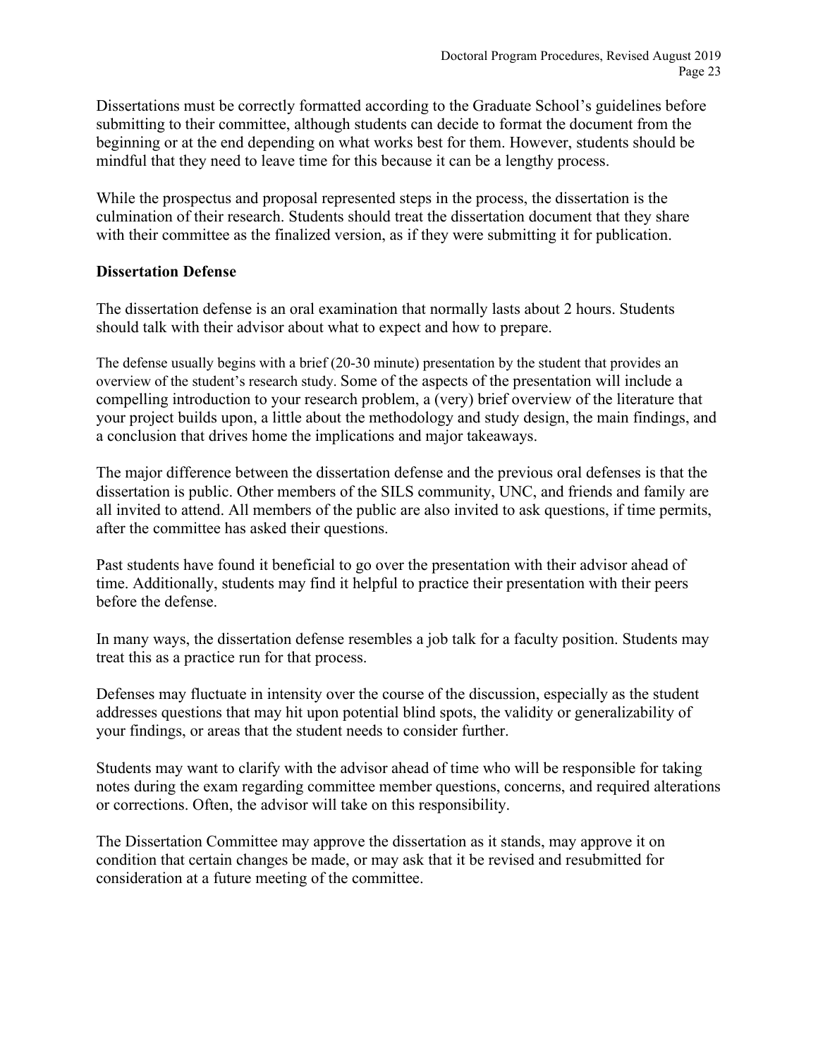Dissertations must be correctly formatted according to the Graduate School's guidelines before submitting to their committee, although students can decide to format the document from the beginning or at the end depending on what works best for them. However, students should be mindful that they need to leave time for this because it can be a lengthy process.

While the prospectus and proposal represented steps in the process, the dissertation is the culmination of their research. Students should treat the dissertation document that they share with their committee as the finalized version, as if they were submitting it for publication.

**Dissertation Defense**

The dissertation defense is an oral examination that normally lasts about 2 hours. Students should talk with their advisor about what to expect and how to prepare.

The defense usually begins with a brief (20-30 minute) presentation by the student that provides an overview of the student's research study. Some of the aspects of the presentation will include a compelling introduction to your research problem, a (very) brief overview of the literature that your project builds upon, a little about the methodology and study design, the main findings, and a conclusion that drives home the implications and major takeaways.

The major difference between the dissertation defense and the previous oral defenses is that the dissertation is public. Other members of the SILS community, UNC, and friends and family are all invited to attend. All members of the public are also invited to ask questions, if time permits, after the committee has asked their questions.

Past students have found it beneficial to go over the presentation with their advisor ahead of time. Additionally, students may find it helpful to practice their presentation with their peers before the defense.

In many ways, the dissertation defense resembles a job talk for a faculty position. Students may treat this as a practice run for that process.

Defenses may fluctuate in intensity over the course of the discussion, especially as the student addresses questions that may hit upon potential blind spots, the validity or generalizability of your findings, or areas that the student needs to consider further.

Students may want to clarify with the advisor ahead of time who will be responsible for taking notes during the exam regarding committee member questions, concerns, and required alterations or corrections. Often, the advisor will take on this responsibility.

The Dissertation Committee may approve the dissertation as it stands, may approve it on condition that certain changes be made, or may ask that it be revised and resubmitted for consideration at a future meeting of the committee.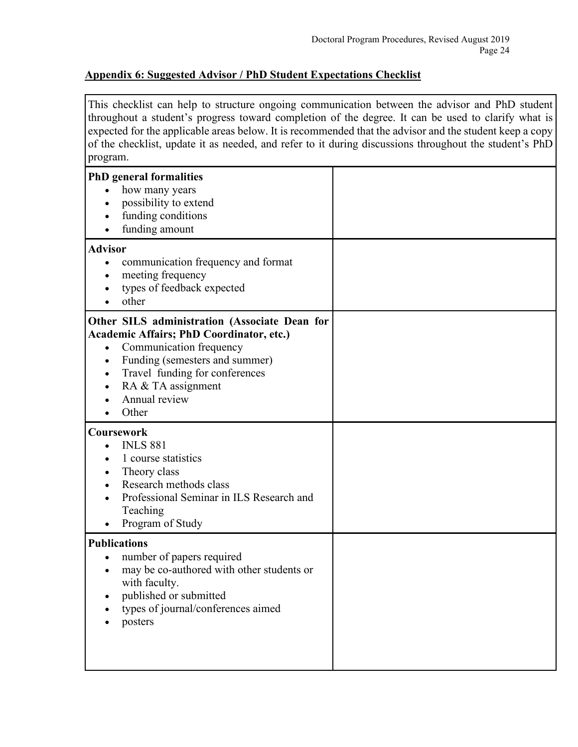## Appendix 6: Suggested Advisor / PhD Student Expectations Checklist

This checklist can help to structure ongoing communication between the advisor and PhD student throughout a student's progress toward completion of the degree. It can be used to clarify what is expected for the applicable areas below. It is recommended that the advisor and the student keep a copy of the checklist, update it as needed, and refer to it during discussions throughout the student's PhD program.

| | |
|---|---|
| **PhD general formalities**<br>• how many years<br>• possibility to extend<br>• funding conditions<br>• funding amount | |
| **Advisor**<br>• communication frequency and format<br>• meeting frequency<br>• types of feedback expected<br>• other | |
| **Other SILS administration (Associate Dean for Academic Affairs; PhD Coordinator, etc.)**<br>• Communication frequency<br>• Funding (semesters and summer)<br>• Travel funding for conferences<br>• RA & TA assignment<br>• Annual review<br>• Other | |
| **Coursework**<br>• INLS 881<br>• 1 course statistics<br>• Theory class<br>• Research methods class<br>• Professional Seminar in ILS Research and Teaching<br>• Program of Study | |
| **Publications**<br>• number of papers required<br>• may be co-authored with other students or with faculty.<br>• published or submitted<br>• types of journal/conferences aimed<br>• posters | |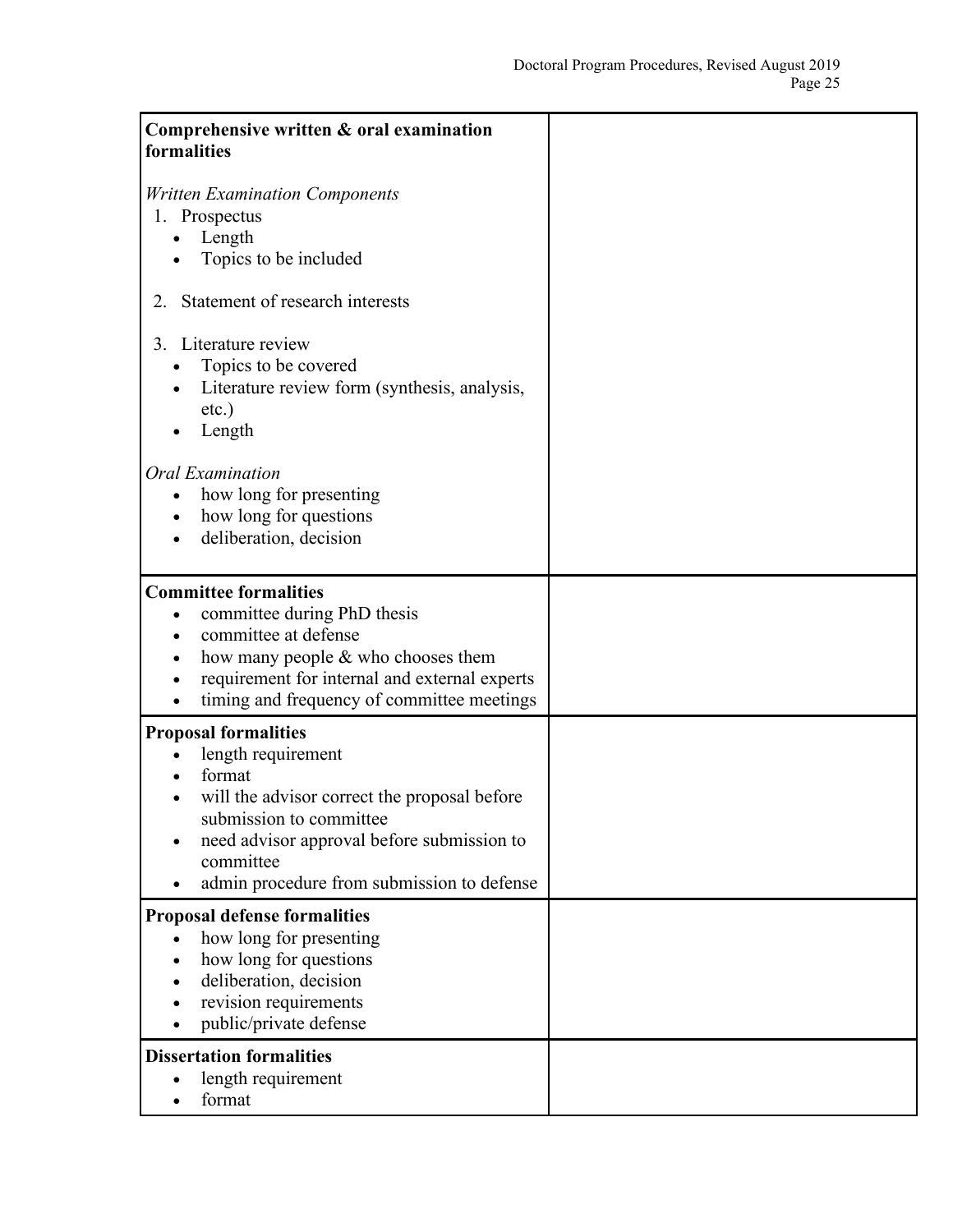| Comprehensive written & oral examination formalities<br><br>*Written Examination Components*<br>1. Prospectus<br>• Length<br>• Topics to be included<br><br>2. Statement of research interests<br><br>3. Literature review<br>• Topics to be covered<br>• Literature review form (synthesis, analysis, etc.)<br>• Length<br><br>*Oral Examination*<br>• how long for presenting<br>• how long for questions<br>• deliberation, decision | |
|---|---|
| **Committee formalities**<br>• committee during PhD thesis<br>• committee at defense<br>• how many people & who chooses them<br>• requirement for internal and external experts<br>• timing and frequency of committee meetings | |
| **Proposal formalities**<br>• length requirement<br>• format<br>• will the advisor correct the proposal before submission to committee<br>• need advisor approval before submission to committee<br>• admin procedure from submission to defense | |
| **Proposal defense formalities**<br>• how long for presenting<br>• how long for questions<br>• deliberation, decision<br>• revision requirements<br>• public/private defense | |
| **Dissertation formalities**<br>• length requirement<br>• format | |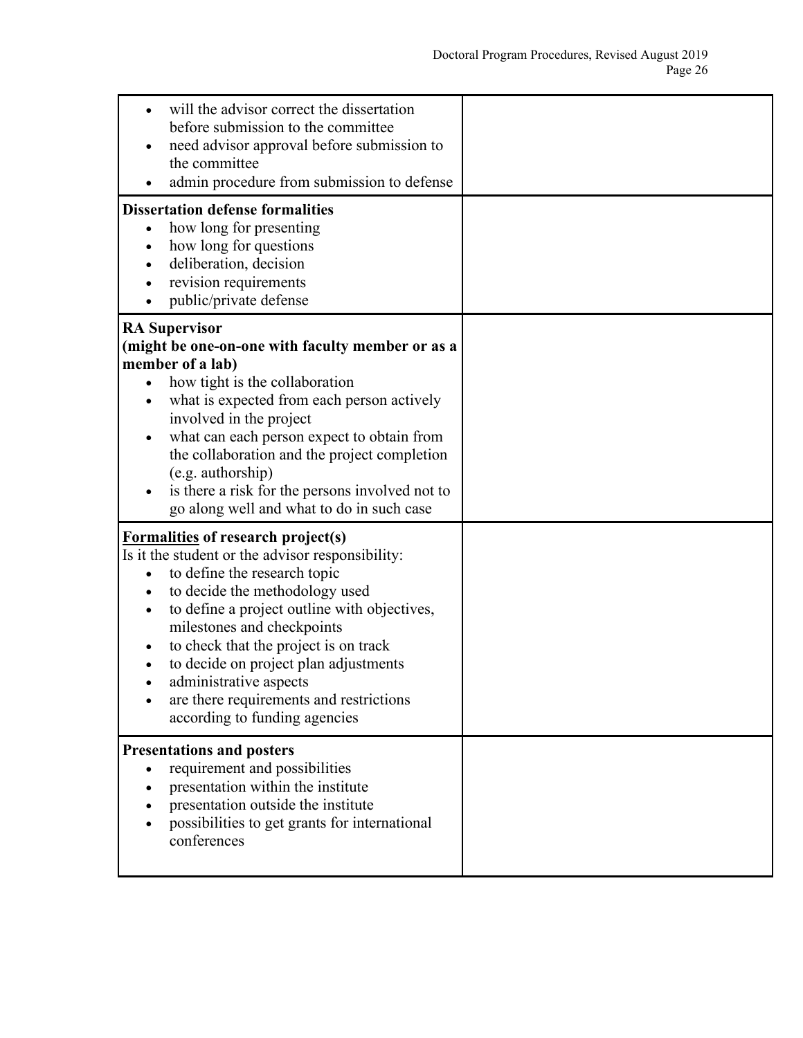| | |
|---|---|
| <ul><li>will the advisor correct the dissertation before submission to the committee</li><li>need advisor approval before submission to the committee</li><li>admin procedure from submission to defense</li></ul> | |
| **Dissertation defense formalities**<ul><li>how long for presenting</li><li>how long for questions</li><li>deliberation, decision</li><li>revision requirements</li><li>public/private defense</li></ul> | |
| **RA Supervisor (might be one-on-one with faculty member or as a member of a lab)**<ul><li>how tight is the collaboration</li><li>what is expected from each person actively involved in the project</li><li>what can each person expect to obtain from the collaboration and the project completion (e.g. authorship)</li><li>is there a risk for the persons involved not to go along well and what to do in such case</li></ul> | |
| **<u>Formalities</u> of research project(s)**<br>Is it the student or the advisor responsibility:<ul><li>to define the research topic</li><li>to decide the methodology used</li><li>to define a project outline with objectives, milestones and checkpoints</li><li>to check that the project is on track</li><li>to decide on project plan adjustments</li><li>administrative aspects</li><li>are there requirements and restrictions according to funding agencies</li></ul> | |
| **Presentations and posters**<ul><li>requirement and possibilities</li><li>presentation within the institute</li><li>presentation outside the institute</li><li>possibilities to get grants for international conferences</li></ul> | |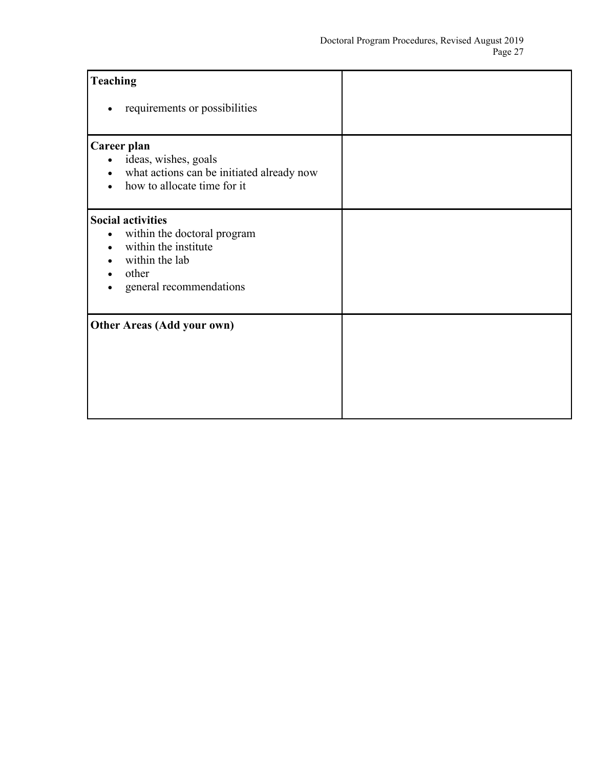| | |
|---|---|
| **Teaching**<br><br>• requirements or possibilities | |
| **Career plan**<br>• ideas, wishes, goals<br>• what actions can be initiated already now<br>• how to allocate time for it | |
| **Social activities**<br>• within the doctoral program<br>• within the institute<br>• within the lab<br>• other<br>• general recommendations | |
| **Other Areas (Add your own)** | |